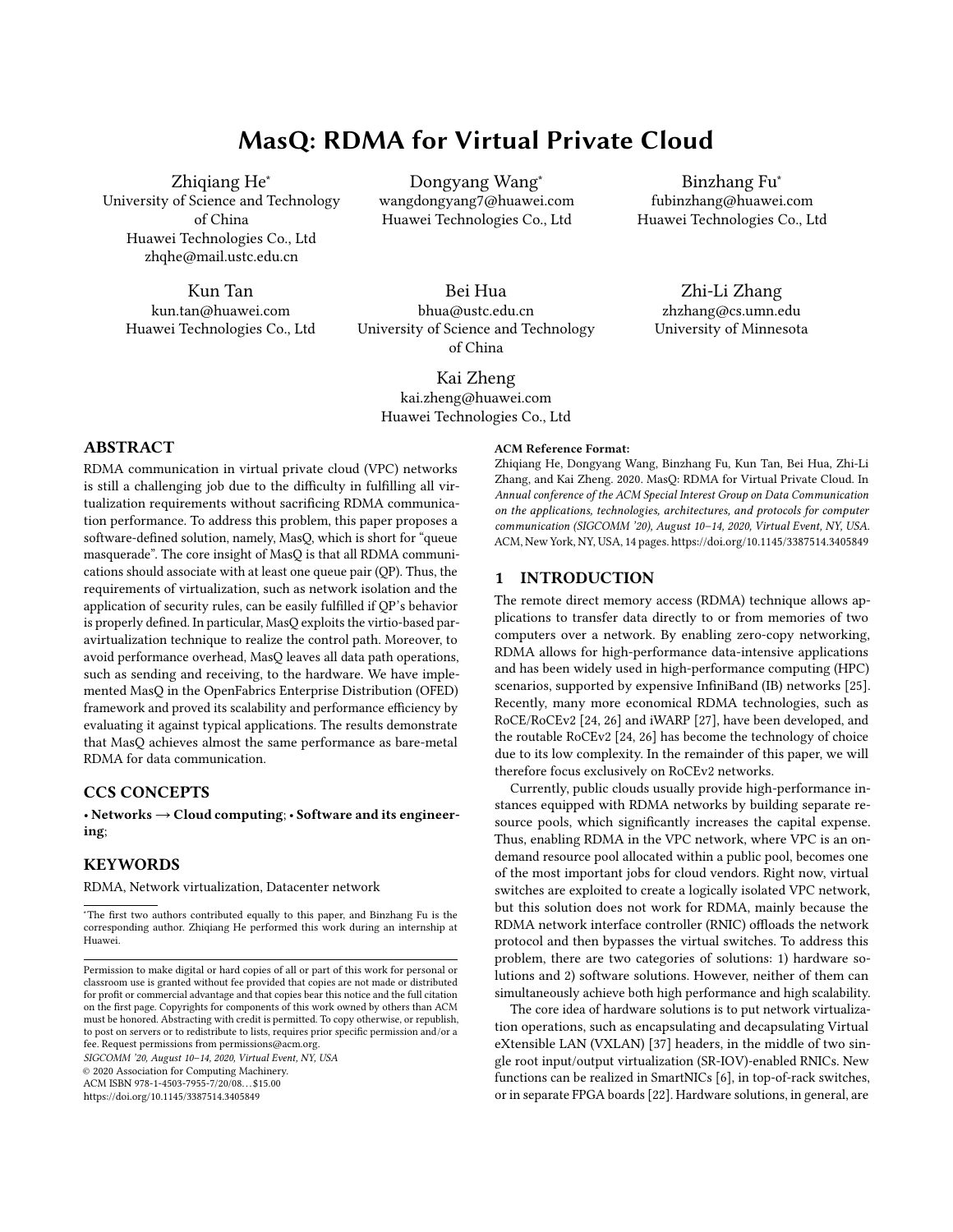# MasQ: RDMA for Virtual Private Cloud

Zhiqiang He*
University of Science and Technology of China
Huawei Technologies Co., Ltd
zhqhe@mail.ustc.edu.cn

Dongyang Wang*
wangdongyang7@huawei.com
Huawei Technologies Co., Ltd

Binzhang Fu*
fubinzhang@huawei.com
Huawei Technologies Co., Ltd

Kun Tan
kun.tan@huawei.com
Huawei Technologies Co., Ltd

Bei Hua
bhua@ustc.edu.cn
University of Science and Technology of China

Zhi-Li Zhang
zhzhang@cs.umn.edu
University of Minnesota

Kai Zheng
kai.zheng@huawei.com
Huawei Technologies Co., Ltd

## ABSTRACT

RDMA communication in virtual private cloud (VPC) networks is still a challenging job due to the difficulty in fulfilling all virtualization requirements without sacrificing RDMA communication performance. To address this problem, this paper proposes a software-defined solution, namely, MasQ, which is short for "queue masquerade". The core insight of MasQ is that all RDMA communications should associate with at least one queue pair (QP). Thus, the requirements of virtualization, such as network isolation and the application of security rules, can be easily fulfilled if QP's behavior is properly defined. In particular, MasQ exploits the virtio-based paravirtualization technique to realize the control path. Moreover, to avoid performance overhead, MasQ leaves all data path operations, such as sending and receiving, to the hardware. We have implemented MasQ in the OpenFabrics Enterprise Distribution (OFED) framework and proved its scalability and performance efficiency by evaluating it against typical applications. The results demonstrate that MasQ achieves almost the same performance as bare-metal RDMA for data communication.

## CCS CONCEPTS

• **Networks → Cloud computing**; • **Software and its engineering**;

## KEYWORDS

RDMA, Network virtualization, Datacenter network

*The first two authors contributed equally to this paper, and Binzhang Fu is the corresponding author. Zhiqiang He performed this work during an internship at Huawei.

Permission to make digital or hard copies of all or part of this work for personal or classroom use is granted without fee provided that copies are not made or distributed for profit or commercial advantage and that copies bear this notice and the full citation on the first page. Copyrights for components of this work owned by others than ACM must be honored. Abstracting with credit is permitted. To copy otherwise, or republish, to post on servers or to redistribute to lists, requires prior specific permission and/or a fee. Request permissions from permissions@acm.org.
*SIGCOMM '20, August 10–14, 2020, Virtual Event, NY, USA*
© 2020 Association for Computing Machinery.
ACM ISBN 978-1-4503-7955-7/20/08...$15.00
https://doi.org/10.1145/3387514.3405849

**ACM Reference Format:**
Zhiqiang He, Dongyang Wang, Binzhang Fu, Kun Tan, Bei Hua, Zhi-Li Zhang, and Kai Zheng. 2020. MasQ: RDMA for Virtual Private Cloud. In *Annual conference of the ACM Special Interest Group on Data Communication on the applications, technologies, architectures, and protocols for computer communication (SIGCOMM '20), August 10–14, 2020, Virtual Event, NY, USA.* ACM, New York, NY, USA, 14 pages. https://doi.org/10.1145/3387514.3405849

## 1 INTRODUCTION

The remote direct memory access (RDMA) technique allows applications to transfer data directly to or from memories of two computers over a network. By enabling zero-copy networking, RDMA allows for high-performance data-intensive applications and has been widely used in high-performance computing (HPC) scenarios, supported by expensive InfiniBand (IB) networks [25]. Recently, many more economical RDMA technologies, such as RoCE/RoCEv2 [24, 26] and iWARP [27], have been developed, and the routable RoCEv2 [24, 26] has become the technology of choice due to its low complexity. In the remainder of this paper, we will therefore focus exclusively on RoCEv2 networks.

Currently, public clouds usually provide high-performance instances equipped with RDMA networks by building separate resource pools, which significantly increases the capital expense. Thus, enabling RDMA in the VPC network, where VPC is an on-demand resource pool allocated within a public pool, becomes one of the most important jobs for cloud vendors. Right now, virtual switches are exploited to create a logically isolated VPC network, but this solution does not work for RDMA, mainly because the RDMA network interface controller (RNIC) offloads the network protocol and then bypasses the virtual switches. To address this problem, there are two categories of solutions: 1) hardware solutions and 2) software solutions. However, neither of them can simultaneously achieve both high performance and high scalability.

The core idea of hardware solutions is to put network virtualization operations, such as encapsulating and decapsulating Virtual eXtensible LAN (VXLAN) [37] headers, in the middle of two single root input/output virtualization (SR-IOV)-enabled RNICs. New functions can be realized in SmartNICs [6], in top-of-rack switches, or in separate FPGA boards [22]. Hardware solutions, in general, are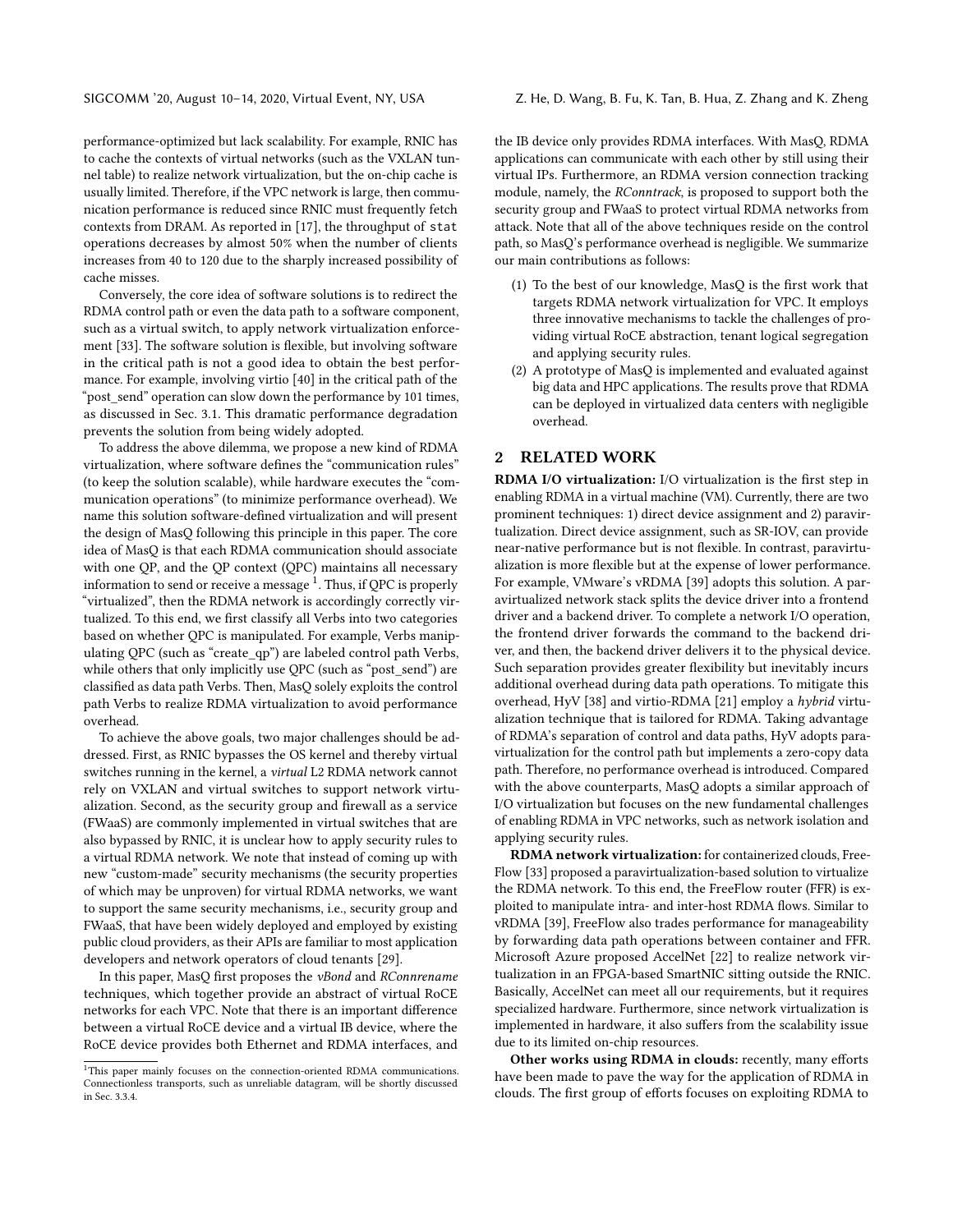performance-optimized but lack scalability. For example, RNIC has to cache the contexts of virtual networks (such as the VXLAN tunnel table) to realize network virtualization, but the on-chip cache is usually limited. Therefore, if the VPC network is large, then communication performance is reduced since RNIC must frequently fetch contexts from DRAM. As reported in [17], the throughput of `stat` operations decreases by almost 50% when the number of clients increases from 40 to 120 due to the sharply increased possibility of cache misses.

Conversely, the core idea of software solutions is to redirect the RDMA control path or even the data path to a software component, such as a virtual switch, to apply network virtualization enforcement [33]. The software solution is flexible, but involving software in the critical path is not a good idea to obtain the best performance. For example, involving virtio [40] in the critical path of the "post_send" operation can slow down the performance by 101 times, as discussed in Sec. 3.1. This dramatic performance degradation prevents the solution from being widely adopted.

To address the above dilemma, we propose a new kind of RDMA virtualization, where software defines the "communication rules" (to keep the solution scalable), while hardware executes the "communication operations" (to minimize performance overhead). We name this solution software-defined virtualization and will present the design of MasQ following this principle in this paper. The core idea of MasQ is that each RDMA communication should associate with one QP, and the QP context (QPC) maintains all necessary information to send or receive a message [1]. Thus, if QPC is properly "virtualized", then the RDMA network is accordingly correctly virtualized. To this end, we first classify all Verbs into two categories based on whether QPC is manipulated. For example, Verbs manipulating QPC (such as "create_qp") are labeled control path Verbs, while others that only implicitly use QPC (such as "post_send") are classified as data path Verbs. Then, MasQ solely exploits the control path Verbs to realize RDMA virtualization to avoid performance overhead.

To achieve the above goals, two major challenges should be addressed. First, as RNIC bypasses the OS kernel and thereby virtual switches running in the kernel, a *virtual* L2 RDMA network cannot rely on VXLAN and virtual switches to support network virtualization. Second, as the security group and firewall as a service (FWaaS) are commonly implemented in virtual switches that are also bypassed by RNIC, it is unclear how to apply security rules to a virtual RDMA network. We note that instead of coming up with new "custom-made" security mechanisms (the security properties of which may be unproven) for virtual RDMA networks, we want to support the same security mechanisms, i.e., security group and FWaaS, that have been widely deployed and employed by existing public cloud providers, as their APIs are familiar to most application developers and network operators of cloud tenants [29].

In this paper, MasQ first proposes the *vBond* and *RConnrename* techniques, which together provide an abstract of virtual RoCE networks for each VPC. Note that there is an important difference between a virtual RoCE device and a virtual IB device, where the RoCE device provides both Ethernet and RDMA interfaces, and the IB device only provides RDMA interfaces. With MasQ, RDMA applications can communicate with each other by still using their virtual IPs. Furthermore, an RDMA version connection tracking module, namely, the *RConntrack*, is proposed to support both the security group and FWaaS to protect virtual RDMA networks from attack. Note that all of the above techniques reside on the control path, so MasQ's performance overhead is negligible. We summarize our main contributions as follows:

1. To the best of our knowledge, MasQ is the first work that targets RDMA network virtualization for VPC. It employs three innovative mechanisms to tackle the challenges of providing virtual RoCE abstraction, tenant logical segregation and applying security rules.
2. A prototype of MasQ is implemented and evaluated against big data and HPC applications. The results prove that RDMA can be deployed in virtualized data centers with negligible overhead.

## 2 RELATED WORK

**RDMA I/O virtualization:** I/O virtualization is the first step in enabling RDMA in a virtual machine (VM). Currently, there are two prominent techniques: 1) direct device assignment and 2) paravirtualization. Direct device assignment, such as SR-IOV, can provide near-native performance but is not flexible. In contrast, paravirtualization is more flexible but at the expense of lower performance. For example, VMware's vRDMA [39] adopts this solution. A paravirtualized network stack splits the device driver into a frontend driver and a backend driver. To complete a network I/O operation, the frontend driver forwards the command to the backend driver, and then, the backend driver delivers it to the physical device. Such separation provides greater flexibility but inevitably incurs additional overhead during data path operations. To mitigate this overhead, HyV [38] and virtio-RDMA [21] employ a *hybrid* virtualization technique that is tailored for RDMA. Taking advantage of RDMA's separation of control and data paths, HyV adopts paravirtualization for the control path but implements a zero-copy data path. Therefore, no performance overhead is introduced. Compared with the above counterparts, MasQ adopts a similar approach of I/O virtualization but focuses on the new fundamental challenges of enabling RDMA in VPC networks, such as network isolation and applying security rules.

**RDMA network virtualization:** for containerized clouds, FreeFlow [33] proposed a paravirtualization-based solution to virtualize the RDMA network. To this end, the FreeFlow router (FFR) is exploited to manipulate intra- and inter-host RDMA flows. Similar to vRDMA [39], FreeFlow also trades performance for manageability by forwarding data path operations between container and FFR. Microsoft Azure proposed AccelNet [22] to realize network virtualization in an FPGA-based SmartNIC sitting outside the RNIC. Basically, AccelNet can meet all our requirements, but it requires specialized hardware. Furthermore, since network virtualization is implemented in hardware, it also suffers from the scalability issue due to its limited on-chip resources.

**Other works using RDMA in clouds:** recently, many efforts have been made to pave the way for the application of RDMA in clouds. The first group of efforts focuses on exploiting RDMA to

[1] This paper mainly focuses on the connection-oriented RDMA communications. Connectionless transports, such as unreliable datagram, will be shortly discussed in Sec. 3.3.4.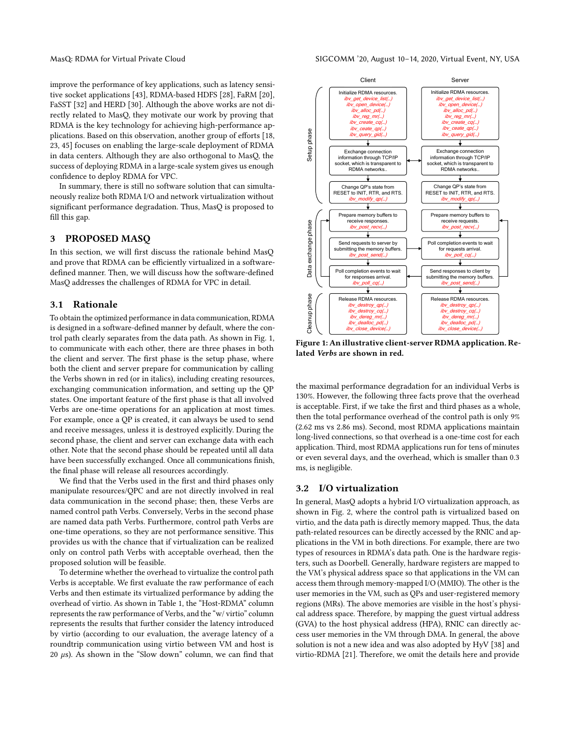improve the performance of key applications, such as latency sensitive socket applications [43], RDMA-based HDFS [28], FaRM [20], FaSST [32] and HERD [30]. Although the above works are not directly related to MasQ, they motivate our work by proving that RDMA is the key technology for achieving high-performance applications. Based on this observation, another group of efforts [18, 23, 45] focuses on enabling the large-scale deployment of RDMA in data centers. Although they are also orthogonal to MasQ, the success of deploying RDMA in a large-scale system gives us enough confidence to deploy RDMA for VPC.

In summary, there is still no software solution that can simultaneously realize both RDMA I/O and network virtualization without significant performance degradation. Thus, MasQ is proposed to fill this gap.

## 3 PROPOSED MASQ

In this section, we will first discuss the rationale behind MasQ and prove that RDMA can be efficiently virtualized in a software-defined manner. Then, we will discuss how the software-defined MasQ addresses the challenges of RDMA for VPC in detail.

### 3.1 Rationale

To obtain the optimized performance in data communication, RDMA is designed in a software-defined manner by default, where the control path clearly separates from the data path. As shown in Fig. 1, to communicate with each other, there are three phases in both the client and server. The first phase is the setup phase, where both the client and server prepare for communication by calling the Verbs shown in red (or in italics), including creating resources, exchanging communication information, and setting up the QP states. One important feature of the first phase is that all involved Verbs are one-time operations for an application at most times. For example, once a QP is created, it can always be used to send and receive messages, unless it is destroyed explicitly. During the second phase, the client and server can exchange data with each other. Note that the second phase should be repeated until all data have been successfully exchanged. Once all communications finish, the final phase will release all resources accordingly.

We find that the Verbs used in the first and third phases only manipulate resources/QPC and are not directly involved in real data communication in the second phase; then, these Verbs are named control path Verbs. Conversely, Verbs in the second phase are named data path Verbs. Furthermore, control path Verbs are one-time operations, so they are not performance sensitive. This provides us with the chance that if virtualization can be realized only on control path Verbs with acceptable overhead, then the proposed solution will be feasible.

To determine whether the overhead to virtualize the control path Verbs is acceptable. We first evaluate the raw performance of each Verbs and then estimate its virtualized performance by adding the overhead of virtio. As shown in Table 1, the "Host-RDMA" column represents the raw performance of Verbs, and the "w/ virtio" column represents the results that further consider the latency introduced by virtio (according to our evaluation, the average latency of a roundtrip communication using virtio between VM and host is 20 $\mu$s). As shown in the "Slow down" column, we can find that

| | Client | Server |
|---|---|---|
| Setup phase | Initialize RDMA resources. *ibv_get_device_list(..) ibv_open_device(..) ibv_alloc_pd(..) ibv_reg_mr(..) ibv_create_cq(..) ibv_ceate_qp(..) ibv_query_gid(..)* | Initialize RDMA resources. *ibv_get_device_list(..) ibv_open_device(..) ibv_alloc_pd(..) ibv_reg_mr(..) ibv_create_cq(..) ibv_ceate_qp(..) ibv_query_gid(..)* |
| | Exchange connection information through TCP/IP socket, which is transparent to RDMA networks.. | Exchange connection information through TCP/IP socket, which is transparent to RDMA networks.. |
| | Change QP's state from RESET to INIT, RTR, and RTS. *ibv_modify_qp(..)* | Change QP's state from RESET to INIT, RTR, and RTS. *ibv_modify_qp(..)* |
| Data exchange phase | Prepare memory buffers to receive responses. *ibv_post_recv(..)* | Prepare memory buffers to receive requests. *ibv_post_recv(..)* |
| | Send requests to server by submitting the memory buffers. *ibv_post_send(..)* | Poll completion events to wait for requests arrival. *ibv_poll_cq(..)* |
| | Poll completion events to wait for responses arrival. *ibv_poll_cq(..)* | Send responses to client by submitting the memory buffers. *ibv_post_send(..)* |
| Cleanup phase | Release RDMA resources. *ibv_destroy_qp(..) ibv_destroy_cq(..) ibv_dereg_mr(..) ibv_dealloc_pd(..) ibv_close_device(..)* | Release RDMA resources. *ibv_destroy_qp(..) ibv_destroy_cq(..) ibv_dereg_mr(..) ibv_dealloc_pd(..) ibv_close_device(..)* |

**Figure 1: An illustrative client-server RDMA application. Related *Verbs* are shown in red.**

the maximal performance degradation for an individual Verbs is 130%. However, the following three facts prove that the overhead is acceptable. First, if we take the first and third phases as a whole, then the total performance overhead of the control path is only 9% (2.62 ms vs 2.86 ms). Second, most RDMA applications maintain long-lived connections, so that overhead is a one-time cost for each application. Third, most RDMA applications run for tens of minutes or even several days, and the overhead, which is smaller than 0.3 ms, is negligible.

### 3.2 I/O virtualization

In general, MasQ adopts a hybrid I/O virtualization approach, as shown in Fig. 2, where the control path is virtualized based on virtio, and the data path is directly memory mapped. Thus, the data path-related resources can be directly accessed by the RNIC and applications in the VM in both directions. For example, there are two types of resources in RDMA's data path. One is the hardware registers, such as Doorbell. Generally, hardware registers are mapped to the VM's physical address space so that applications in the VM can access them through memory-mapped I/O (MMIO). The other is the user memories in the VM, such as QPs and user-registered memory regions (MRs). The above memories are visible in the host's physical address space. Therefore, by mapping the guest virtual address (GVA) to the host physical address (HPA), RNIC can directly access user memories in the VM through DMA. In general, the above solution is not a new idea and was also adopted by HyV [38] and virtio-RDMA [21]. Therefore, we omit the details here and provide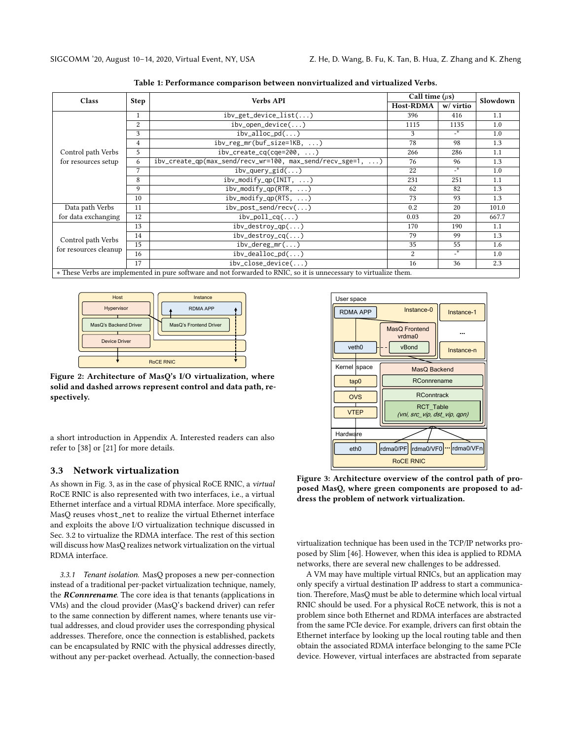Table 1: Performance comparison between nonvirtualized and virtualized Verbs.

| Class | Step | Verbs API | Call time ($\mu s$) | | Slowdown |
|---|---|---|---|---|---|
| | | | Host-RDMA | w/ virtio | |
| Control path Verbs for resources setup | 1 | `ibv_get_device_list(...)` | 396 | 416 | 1.1 |
| | 2 | `ibv_open_device(...)` | 1115 | 1135 | 1.0 |
| | 3 | `ibv_alloc_pd(...)` | 3 | -* | 1.0 |
| | 4 | `ibv_reg_mr(buf_size=1KB, ...)` | 78 | 98 | 1.3 |
| | 5 | `ibv_create_cq(cqe=200, ...)` | 266 | 286 | 1.1 |
| | 6 | `ibv_create_qp(max_send/recv_wr=100, max_send/recv_sge=1, ...)` | 76 | 96 | 1.3 |
| | 7 | `ibv_query_gid(...)` | 22 | -* | 1.0 |
| | 8 | `ibv_modify_qp(INIT, ...)` | 231 | 251 | 1.1 |
| | 9 | `ibv_modify_qp(RTR, ...)` | 62 | 82 | 1.3 |
| | 10 | `ibv_modify_qp(RTS, ...)` | 73 | 93 | 1.3 |
| Data path Verbs for data exchanging | 11 | `ibv_post_send/recv(...)` | 0.2 | 20 | 101.0 |
| | 12 | `ibv_poll_cq(...)` | 0.03 | 20 | 667.7 |
| Control path Verbs for resources cleanup | 13 | `ibv_destroy_qp(...)` | 170 | 190 | 1.1 |
| | 14 | `ibv_destroy_cq(...)` | 79 | 99 | 1.3 |
| | 15 | `ibv_dereg_mr(...)` | 35 | 55 | 1.6 |
| | 16 | `ibv_dealloc_pd(...)` | 2 | -* | 1.0 |
| | 17 | `ibv_close_device(...)` | 16 | 36 | 2.3 |

* These Verbs are implemented in pure software and not forwarded to RNIC, so it is unnecessary to virtualize them.

Figure 2: Architecture of MasQ's I/O virtualization, where solid and dashed arrows represent control and data path, respectively.

a short introduction in Appendix A. Interested readers can also refer to [38] or [21] for more details.

## 3.3 Network virtualization

As shown in Fig. 3, as in the case of physical RoCE RNIC, a *virtual* RoCE RNIC is also represented with two interfaces, i.e., a virtual Ethernet interface and a virtual RDMA interface. More specifically, MasQ reuses `vhost_net` to realize the virtual Ethernet interface and exploits the above I/O virtualization technique discussed in Sec. 3.2 to virtualize the RDMA interface. The rest of this section will discuss how MasQ realizes network virtualization on the virtual RDMA interface.

*3.3.1 Tenant isolation.* MasQ proposes a new per-connection instead of a traditional per-packet virtualization technique, namely, the ***RConnrename***. The core idea is that tenants (applications in VMs) and the cloud provider (MasQ's backend driver) can refer to the same connection by different names, where tenants use virtual addresses, and cloud provider uses the corresponding physical addresses. Therefore, once the connection is established, packets can be encapsulated by RNIC with the physical addresses directly, without any per-packet overhead. Actually, the connection-based virtualization technique has been used in the TCP/IP networks proposed by Slim [46]. However, when this idea is applied to RDMA networks, there are several new challenges to be addressed.

Figure 3: Architecture overview of the control path of proposed MasQ, where green components are proposed to address the problem of network virtualization.

A VM may have multiple virtual RNICs, but an application may only specify a virtual destination IP address to start a communication. Therefore, MasQ must be able to determine which local virtual RNIC should be used. For a physical RoCE network, this is not a problem since both Ethernet and RDMA interfaces are abstracted from the same PCIe device. For example, drivers can first obtain the Ethernet interface by looking up the local routing table and then obtain the associated RDMA interface belonging to the same PCIe device. However, virtual interfaces are abstracted from separate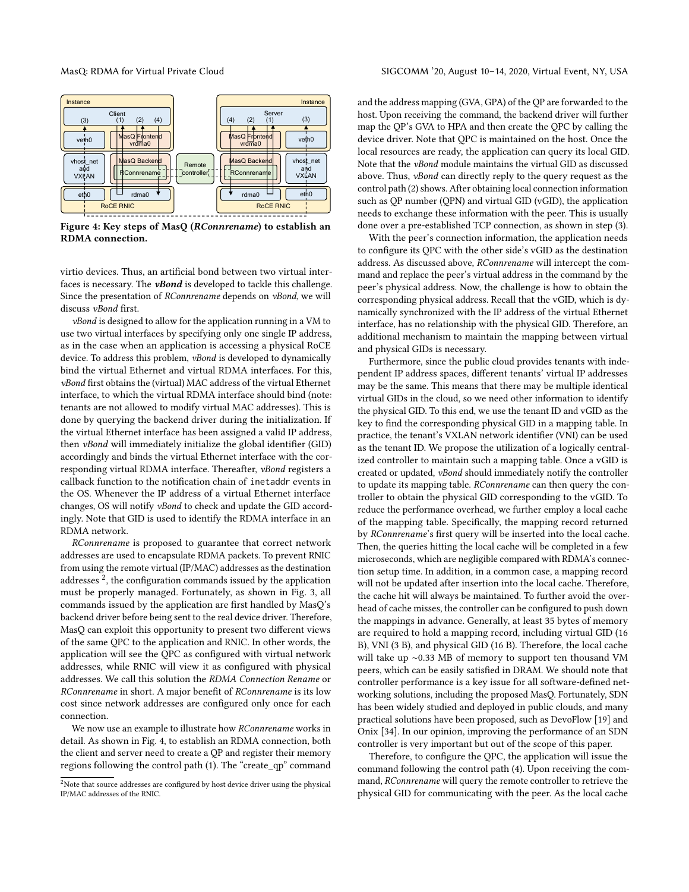**Figure 4: Key steps of MasQ (*RConnrename*) to establish an RDMA connection.**

virtio devices. Thus, an artificial bond between two virtual interfaces is necessary. The ***vBond*** is developed to tackle this challenge. Since the presentation of *RConnrename* depends on *vBond*, we will discuss *vBond* first.

*vBond* is designed to allow for the application running in a VM to use two virtual interfaces by specifying only one single IP address, as in the case when an application is accessing a physical RoCE device. To address this problem, *vBond* is developed to dynamically bind the virtual Ethernet and virtual RDMA interfaces. For this, *vBond* first obtains the (virtual) MAC address of the virtual Ethernet interface, to which the virtual RDMA interface should bind (note: tenants are not allowed to modify virtual MAC addresses). This is done by querying the backend driver during the initialization. If the virtual Ethernet interface has been assigned a valid IP address, then *vBond* will immediately initialize the global identifier (GID) accordingly and binds the virtual Ethernet interface with the corresponding virtual RDMA interface. Thereafter, *vBond* registers a callback function to the notification chain of `inetaddr` events in the OS. Whenever the IP address of a virtual Ethernet interface changes, OS will notify *vBond* to check and update the GID accordingly. Note that GID is used to identify the RDMA interface in an RDMA network.

*RConnrename* is proposed to guarantee that correct network addresses are used to encapsulate RDMA packets. To prevent RNIC from using the remote virtual (IP/MAC) addresses as the destination addresses [2], the configuration commands issued by the application must be properly managed. Fortunately, as shown in Fig. 3, all commands issued by the application are first handled by MasQ's backend driver before being sent to the real device driver. Therefore, MasQ can exploit this opportunity to present two different views of the same QPC to the application and RNIC. In other words, the application will see the QPC as configured with virtual network addresses, while RNIC will view it as configured with physical addresses. We call this solution the *RDMA Connection Rename* or *RConnrename* in short. A major benefit of *RConnrename* is its low cost since network addresses are configured only once for each connection.

We now use an example to illustrate how *RConnrename* works in detail. As shown in Fig. 4, to establish an RDMA connection, both the client and server need to create a QP and register their memory regions following the control path (1). The "create_qp" command and the address mapping (GVA, GPA) of the QP are forwarded to the host. Upon receiving the command, the backend driver will further map the QP's GVA to HPA and then create the QPC by calling the device driver. Note that QPC is maintained on the host. Once the local resources are ready, the application can query its local GID. Note that the *vBond* module maintains the virtual GID as discussed above. Thus, *vBond* can directly reply to the query request as the control path (2) shows. After obtaining local connection information such as QP number (QPN) and virtual GID (vGID), the application needs to exchange these information with the peer. This is usually done over a pre-established TCP connection, as shown in step (3).

With the peer's connection information, the application needs to configure its QPC with the other side's vGID as the destination address. As discussed above, *RConnrename* will intercept the command and replace the peer's virtual address in the command by the peer's physical address. Now, the challenge is how to obtain the corresponding physical address. Recall that the vGID, which is dynamically synchronized with the IP address of the virtual Ethernet interface, has no relationship with the physical GID. Therefore, an additional mechanism to maintain the mapping between virtual and physical GIDs is necessary.

Furthermore, since the public cloud provides tenants with independent IP address spaces, different tenants' virtual IP addresses may be the same. This means that there may be multiple identical virtual GIDs in the cloud, so we need other information to identify the physical GID. To this end, we use the tenant ID and vGID as the key to find the corresponding physical GID in a mapping table. In practice, the tenant's VXLAN network identifier (VNI) can be used as the tenant ID. We propose the utilization of a logically centralized controller to maintain such a mapping table. Once a vGID is created or updated, *vBond* should immediately notify the controller to update its mapping table. *RConnrename* can then query the controller to obtain the physical GID corresponding to the vGID. To reduce the performance overhead, we further employ a local cache of the mapping table. Specifically, the mapping record returned by *RConnrename*'s first query will be inserted into the local cache. Then, the queries hitting the local cache will be completed in a few microseconds, which are negligible compared with RDMA's connection setup time. In addition, in a common case, a mapping record will not be updated after insertion into the local cache. Therefore, the cache hit will always be maintained. To further avoid the overhead of cache misses, the controller can be configured to push down the mappings in advance. Generally, at least 35 bytes of memory are required to hold a mapping record, including virtual GID (16 B), VNI (3 B), and physical GID (16 B). Therefore, the local cache will take up ~0.33 MB of memory to support ten thousand VM peers, which can be easily satisfied in DRAM. We should note that controller performance is a key issue for all software-defined networking solutions, including the proposed MasQ. Fortunately, SDN has been widely studied and deployed in public clouds, and many practical solutions have been proposed, such as DevoFlow [19] and Onix [34]. In our opinion, improving the performance of an SDN controller is very important but out of the scope of this paper.

Therefore, to configure the QPC, the application will issue the command following the control path (4). Upon receiving the command, *RConnrename* will query the remote controller to retrieve the physical GID for communicating with the peer. As the local cache

[2] Note that source addresses are configured by host device driver using the physical IP/MAC addresses of the RNIC.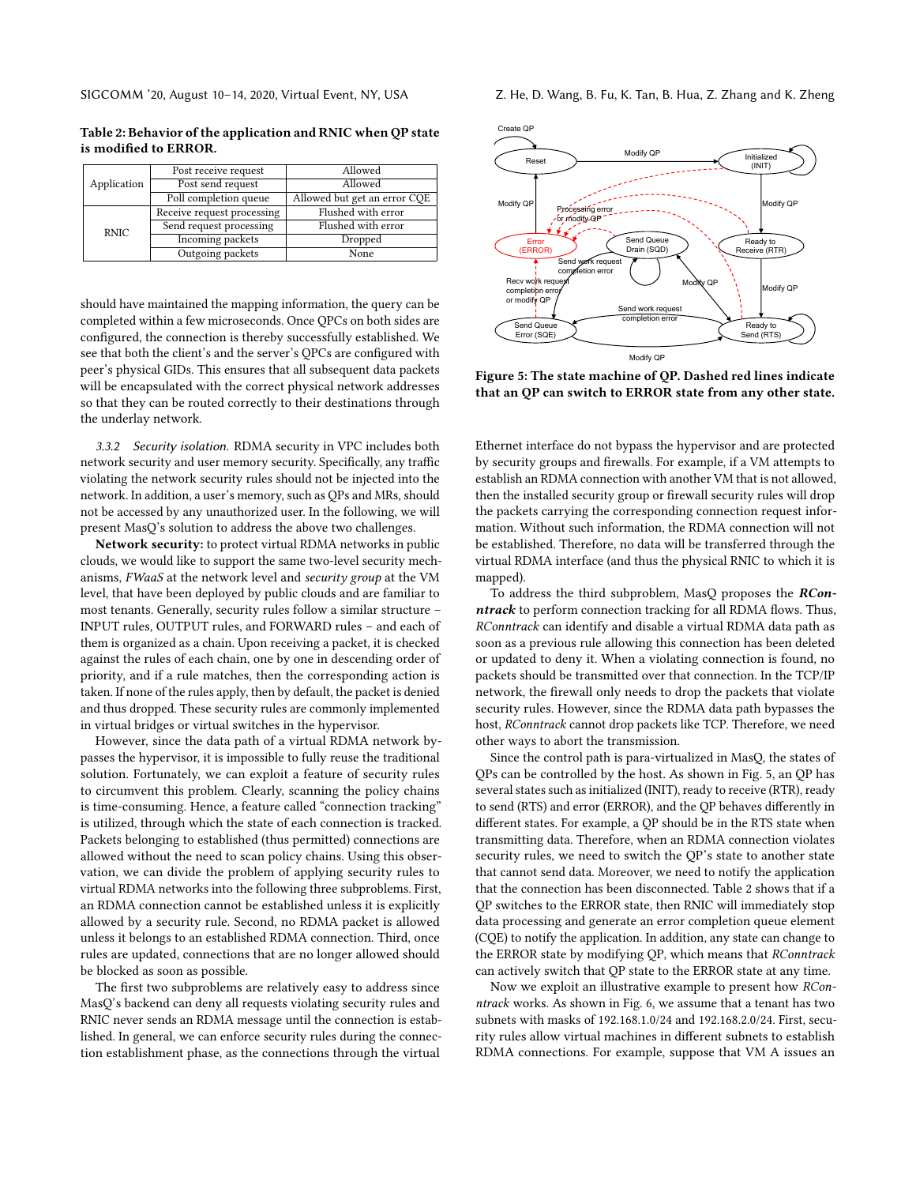**Table 2: Behavior of the application and RNIC when QP state is modified to ERROR.**

| | | |
|---|---|---|
| Application | Post receive request | Allowed |
| | Post send request | Allowed |
| | Poll completion queue | Allowed but get an error CQE |
| RNIC | Receive request processing | Flushed with error |
| | Send request processing | Flushed with error |
| | Incoming packets | Dropped |
| | Outgoing packets | None |

should have maintained the mapping information, the query can be completed within a few microseconds. Once QPCs on both sides are configured, the connection is thereby successfully established. We see that both the client's and the server's QPCs are configured with peer's physical GIDs. This ensures that all subsequent data packets will be encapsulated with the correct physical network addresses so that they can be routed correctly to their destinations through the underlay network.

*3.3.2 Security isolation.* RDMA security in VPC includes both network security and user memory security. Specifically, any traffic violating the network security rules should not be injected into the network. In addition, a user's memory, such as QPs and MRs, should not be accessed by any unauthorized user. In the following, we will present MasQ's solution to address the above two challenges.

**Network security:** to protect virtual RDMA networks in public clouds, we would like to support the same two-level security mechanisms, *FWaaS* at the network level and *security group* at the VM level, that have been deployed by public clouds and are familiar to most tenants. Generally, security rules follow a similar structure – INPUT rules, OUTPUT rules, and FORWARD rules – and each of them is organized as a chain. Upon receiving a packet, it is checked against the rules of each chain, one by one in descending order of priority, and if a rule matches, then the corresponding action is taken. If none of the rules apply, then by default, the packet is denied and thus dropped. These security rules are commonly implemented in virtual bridges or virtual switches in the hypervisor.

However, since the data path of a virtual RDMA network bypasses the hypervisor, it is impossible to fully reuse the traditional solution. Fortunately, we can exploit a feature of security rules to circumvent this problem. Clearly, scanning the policy chains is time-consuming. Hence, a feature called "connection tracking" is utilized, through which the state of each connection is tracked. Packets belonging to established (thus permitted) connections are allowed without the need to scan policy chains. Using this observation, we can divide the problem of applying security rules to virtual RDMA networks into the following three subproblems. First, an RDMA connection cannot be established unless it is explicitly allowed by a security rule. Second, no RDMA packet is allowed unless it belongs to an established RDMA connection. Third, once rules are updated, connections that are no longer allowed should be blocked as soon as possible.

The first two subproblems are relatively easy to address since MasQ's backend can deny all requests violating security rules and RNIC never sends an RDMA message until the connection is established. In general, we can enforce security rules during the connection establishment phase, as the connections through the virtual Ethernet interface do not bypass the hypervisor and are protected by security groups and firewalls. For example, if a VM attempts to establish an RDMA connection with another VM that is not allowed, then the installed security group or firewall security rules will drop the packets carrying the corresponding connection request information. Without such information, the RDMA connection will not be established. Therefore, no data will be transferred through the virtual RDMA interface (and thus the physical RNIC to which it is mapped).

**Figure 5: The state machine of QP. Dashed red lines indicate that an QP can switch to ERROR state from any other state.**

To address the third subproblem, MasQ proposes the ***RConntrack*** to perform connection tracking for all RDMA flows. Thus, *RConntrack* can identify and disable a virtual RDMA data path as soon as a previous rule allowing this connection has been deleted or updated to deny it. When a violating connection is found, no packets should be transmitted over that connection. In the TCP/IP network, the firewall only needs to drop the packets that violate security rules. However, since the RDMA data path bypasses the host, *RConntrack* cannot drop packets like TCP. Therefore, we need other ways to abort the transmission.

Since the control path is para-virtualized in MasQ, the states of QPs can be controlled by the host. As shown in Fig. 5, an QP has several states such as initialized (INIT), ready to receive (RTR), ready to send (RTS) and error (ERROR), and the QP behaves differently in different states. For example, a QP should be in the RTS state when transmitting data. Therefore, when an RDMA connection violates security rules, we need to switch the QP's state to another state that cannot send data. Moreover, we need to notify the application that the connection has been disconnected. Table 2 shows that if a QP switches to the ERROR state, then RNIC will immediately stop data processing and generate an error completion queue element (CQE) to notify the application. In addition, any state can change to the ERROR state by modifying QP, which means that *RConntrack* can actively switch that QP state to the ERROR state at any time.

Now we exploit an illustrative example to present how *RConntrack* works. As shown in Fig. 6, we assume that a tenant has two subnets with masks of 192.168.1.0/24 and 192.168.2.0/24. First, security rules allow virtual machines in different subnets to establish RDMA connections. For example, suppose that VM A issues an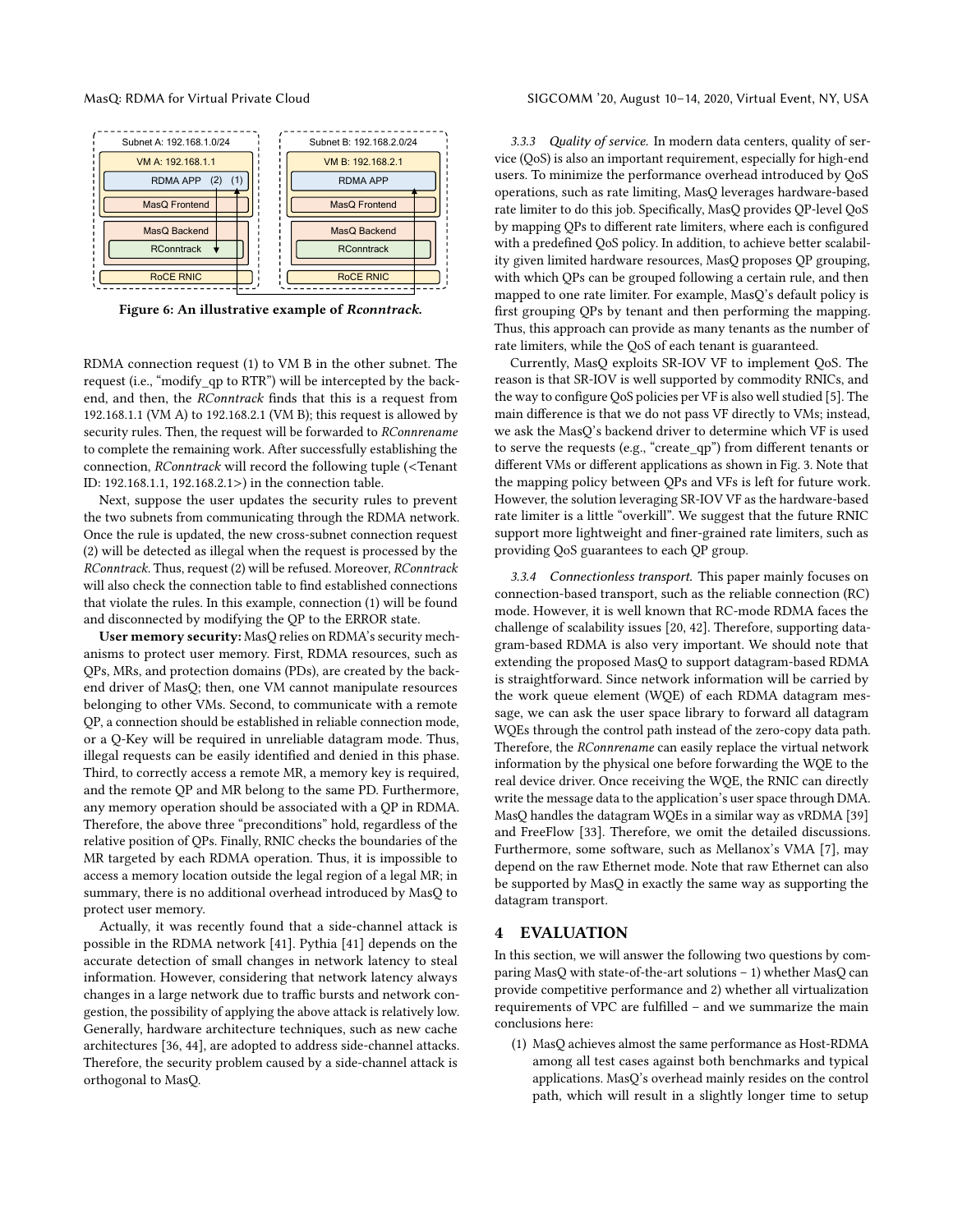Figure 6: An illustrative example of *Rconntrack*.

RDMA connection request (1) to VM B in the other subnet. The request (i.e., "modify_qp to RTR") will be intercepted by the backend, and then, the *RConntrack* finds that this is a request from 192.168.1.1 (VM A) to 192.168.2.1 (VM B); this request is allowed by security rules. Then, the request will be forwarded to *RConnrename* to complete the remaining work. After successfully establishing the connection, *RConntrack* will record the following tuple (<Tenant ID: 192.168.1.1, 192.168.2.1>) in the connection table.

Next, suppose the user updates the security rules to prevent the two subnets from communicating through the RDMA network. Once the rule is updated, the new cross-subnet connection request (2) will be detected as illegal when the request is processed by the *RConntrack*. Thus, request (2) will be refused. Moreover, *RConntrack* will also check the connection table to find established connections that violate the rules. In this example, connection (1) will be found and disconnected by modifying the QP to the ERROR state.

**User memory security:** MasQ relies on RDMA's security mechanisms to protect user memory. First, RDMA resources, such as QPs, MRs, and protection domains (PDs), are created by the backend driver of MasQ; then, one VM cannot manipulate resources belonging to other VMs. Second, to communicate with a remote QP, a connection should be established in reliable connection mode, or a Q-Key will be required in unreliable datagram mode. Thus, illegal requests can be easily identified and denied in this phase. Third, to correctly access a remote MR, a memory key is required, and the remote QP and MR belong to the same PD. Furthermore, any memory operation should be associated with a QP in RDMA. Therefore, the above three "preconditions" hold, regardless of the relative position of QPs. Finally, RNIC checks the boundaries of the MR targeted by each RDMA operation. Thus, it is impossible to access a memory location outside the legal region of a legal MR; in summary, there is no additional overhead introduced by MasQ to protect user memory.

Actually, it was recently found that a side-channel attack is possible in the RDMA network [41]. Pythia [41] depends on the accurate detection of small changes in network latency to steal information. However, considering that network latency always changes in a large network due to traffic bursts and network congestion, the possibility of applying the above attack is relatively low. Generally, hardware architecture techniques, such as new cache architectures [36, 44], are adopted to address side-channel attacks. Therefore, the security problem caused by a side-channel attack is orthogonal to MasQ.

#### 3.3.3 *Quality of service.*

In modern data centers, quality of service (QoS) is also an important requirement, especially for high-end users. To minimize the performance overhead introduced by QoS operations, such as rate limiting, MasQ leverages hardware-based rate limiter to do this job. Specifically, MasQ provides QP-level QoS by mapping QPs to different rate limiters, where each is configured with a predefined QoS policy. In addition, to achieve better scalability given limited hardware resources, MasQ proposes QP grouping, with which QPs can be grouped following a certain rule, and then mapped to one rate limiter. For example, MasQ's default policy is first grouping QPs by tenant and then performing the mapping. Thus, this approach can provide as many tenants as the number of rate limiters, while the QoS of each tenant is guaranteed.

Currently, MasQ exploits SR-IOV VF to implement QoS. The reason is that SR-IOV is well supported by commodity RNICs, and the way to configure QoS policies per VF is also well studied [5]. The main difference is that we do not pass VF directly to VMs; instead, we ask the MasQ's backend driver to determine which VF is used to serve the requests (e.g., "create_qp") from different tenants or different VMs or different applications as shown in Fig. 3. Note that the mapping policy between QPs and VFs is left for future work. However, the solution leveraging SR-IOV VF as the hardware-based rate limiter is a little "overkill". We suggest that the future RNIC support more lightweight and finer-grained rate limiters, such as providing QoS guarantees to each QP group.

#### 3.3.4 *Connectionless transport.*

This paper mainly focuses on connection-based transport, such as the reliable connection (RC) mode. However, it is well known that RC-mode RDMA faces the challenge of scalability issues [20, 42]. Therefore, supporting datagram-based RDMA is also very important. We should note that extending the proposed MasQ to support datagram-based RDMA is straightforward. Since network information will be carried by the work queue element (WQE) of each RDMA datagram message, we can ask the user space library to forward all datagram WQEs through the control path instead of the zero-copy data path. Therefore, the *RConnrename* can easily replace the virtual network information by the physical one before forwarding the WQE to the real device driver. Once receiving the WQE, the RNIC can directly write the message data to the application's user space through DMA. MasQ handles the datagram WQEs in a similar way as vRDMA [39] and FreeFlow [33]. Therefore, we omit the detailed discussions. Furthermore, some software, such as Mellanox's VMA [7], may depend on the raw Ethernet mode. Note that raw Ethernet can also be supported by MasQ in exactly the same way as supporting the datagram transport.

## 4 EVALUATION

In this section, we will answer the following two questions by comparing MasQ with state-of-the-art solutions – 1) whether MasQ can provide competitive performance and 2) whether all virtualization requirements of VPC are fulfilled – and we summarize the main conclusions here:

(1) MasQ achieves almost the same performance as Host-RDMA among all test cases against both benchmarks and typical applications. MasQ's overhead mainly resides on the control path, which will result in a slightly longer time to setup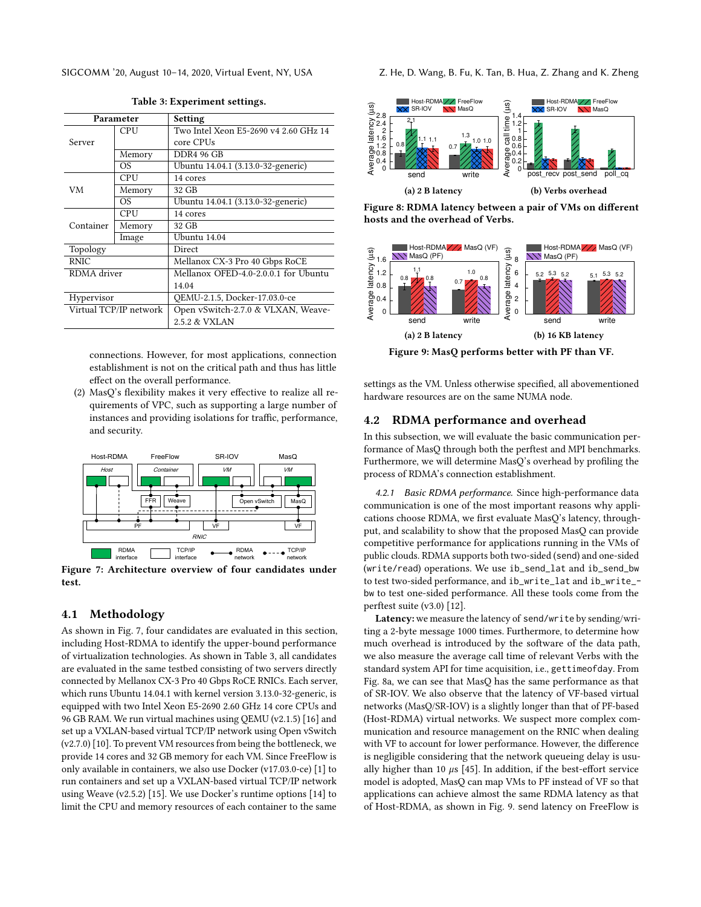Table 3: Experiment settings.

| Parameter | | Setting |
|---|---|---|
| Server | CPU | Two Intel Xeon E5-2690 v4 2.60 GHz 14 core CPUs |
| | Memory | DDR4 96 GB |
| | OS | Ubuntu 14.04.1 (3.13.0-32-generic) |
| VM | CPU | 14 cores |
| | Memory | 32 GB |
| | OS | Ubuntu 14.04.1 (3.13.0-32-generic) |
| Container | CPU | 14 cores |
| | Memory | 32 GB |
| | Image | Ubuntu 14.04 |
| Topology | | Direct |
| RNIC | | Mellanox CX-3 Pro 40 Gbps RoCE |
| RDMA driver | | Mellanox OFED-4.0-2.0.0.1 for Ubuntu 14.04 |
| Hypervisor | | QEMU-2.1.5, Docker-17.03.0-ce |
| Virtual TCP/IP network | | Open vSwitch-2.7.0 & VLXAN, Weave-2.5.2 & VXLAN |

connections. However, for most applications, connection establishment is not on the critical path and thus has little effect on the overall performance.

(2) MasQ's flexibility makes it very effective to realize all requirements of VPC, such as supporting a large number of instances and providing isolations for traffic, performance, and security.

Figure 7: Architecture overview of four candidates under test.

## 4.1 Methodology

As shown in Fig. 7, four candidates are evaluated in this section, including Host-RDMA to identify the upper-bound performance of virtualization technologies. As shown in Table 3, all candidates are evaluated in the same testbed consisting of two servers directly connected by Mellanox CX-3 Pro 40 Gbps RoCE RNICs. Each server, which runs Ubuntu 14.04.1 with kernel version 3.13.0-32-generic, is equipped with two Intel Xeon E5-2690 2.60 GHz 14 core CPUs and 96 GB RAM. We run virtual machines using QEMU (v2.1.5) [16] and set up a VXLAN-based virtual TCP/IP network using Open vSwitch (v2.7.0) [10]. To prevent VM resources from being the bottleneck, we provide 14 cores and 32 GB memory for each VM. Since FreeFlow is only available in containers, we also use Docker (v17.03.0-ce) [1] to run containers and set up a VXLAN-based virtual TCP/IP network using Weave (v2.5.2) [15]. We use Docker's runtime options [14] to limit the CPU and memory resources of each container to the same settings as the VM. Unless otherwise specified, all abovementioned hardware resources are on the same NUMA node.

Figure 8: RDMA latency between a pair of VMs on different hosts and the overhead of Verbs. (a) 2 B latency (b) Verbs overhead

Figure 9: MasQ performs better with PF than VF. (a) 2 B latency (b) 16 KB latency

## 4.2 RDMA performance and overhead

In this subsection, we will evaluate the basic communication performance of MasQ through both the perftest and MPI benchmarks. Furthermore, we will determine MasQ's overhead by profiling the process of RDMA's connection establishment.

*4.2.1 Basic RDMA performance.* Since high-performance data communication is one of the most important reasons why applications choose RDMA, we first evaluate MasQ's latency, throughput, and scalability to show that the proposed MasQ can provide competitive performance for applications running in the VMs of public clouds. RDMA supports both two-sided (`send`) and one-sided (`write`/`read`) operations. We use `ib_send_lat` and `ib_send_bw` to test two-sided performance, and `ib_write_lat` and `ib_write_bw` to test one-sided performance. All these tools come from the perftest suite (v3.0) [12].

**Latency:** we measure the latency of `send`/`write` by sending/writing a 2-byte message 1000 times. Furthermore, to determine how much overhead is introduced by the software of the data path, we also measure the average call time of relevant Verbs with the standard system API for time acquisition, i.e., `gettimeofday`. From Fig. 8a, we can see that MasQ has the same performance as that of SR-IOV. We also observe that the latency of VF-based virtual networks (MasQ/SR-IOV) is a slightly longer than that of PF-based (Host-RDMA) virtual networks. We suspect more complex communication and resource management on the RNIC when dealing with VF to account for lower performance. However, the difference is negligible considering that the network queueing delay is usually higher than 10 $\mu s$ [45]. In addition, if the best-effort service model is adopted, MasQ can map VMs to PF instead of VF so that applications can achieve almost the same RDMA latency as that of Host-RDMA, as shown in Fig. 9. `send` latency on FreeFlow is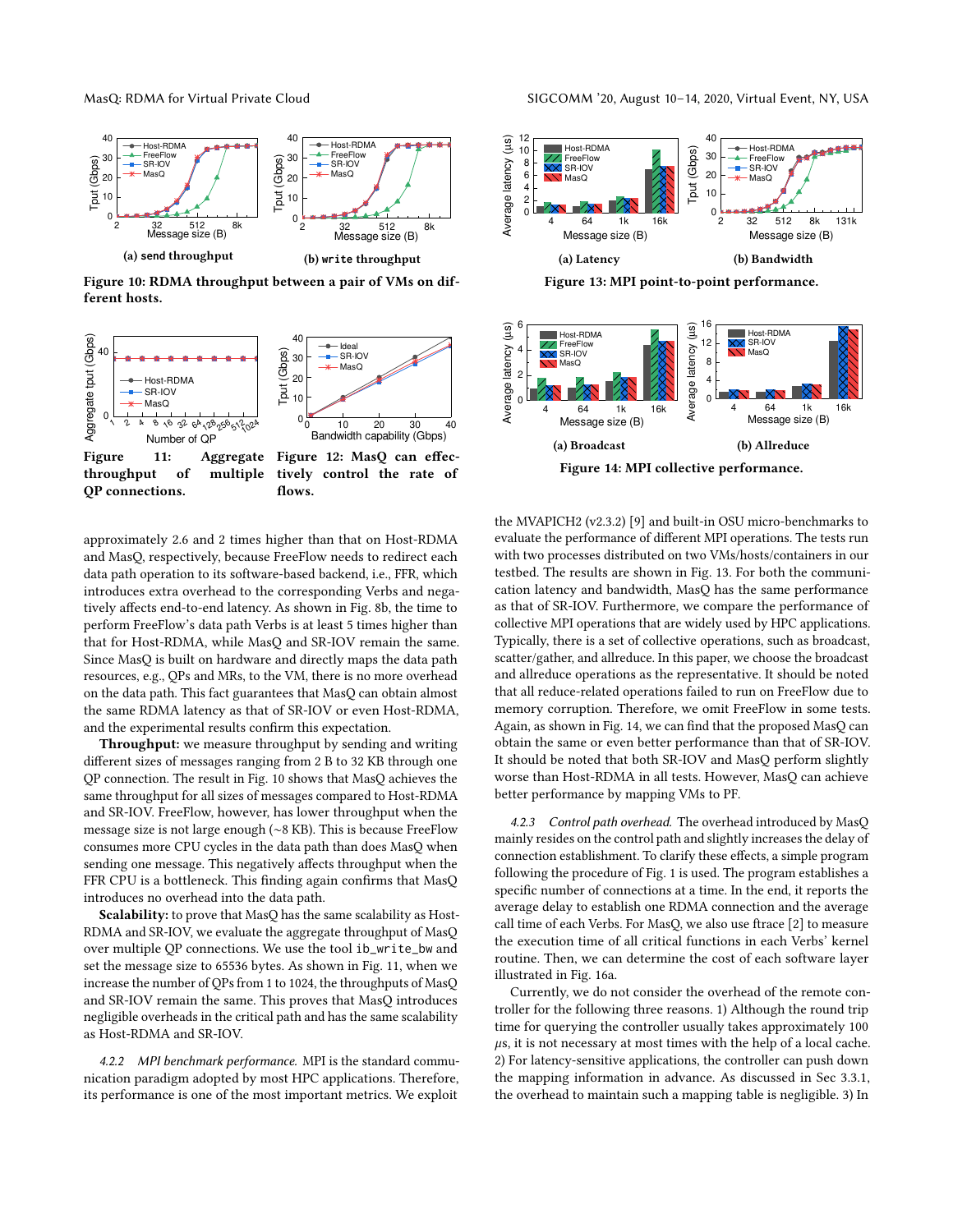(a) send throughput

(b) write throughput

**Figure 10: RDMA throughput between a pair of VMs on different hosts.**

**Figure 11: Aggregate throughput of multiple QP connections.**

**Figure 12: MasQ can effectively control the rate of flows.**

approximately 2.6 and 2 times higher than that on Host-RDMA and MasQ, respectively, because FreeFlow needs to redirect each data path operation to its software-based backend, i.e., FFR, which introduces extra overhead to the corresponding Verbs and negatively affects end-to-end latency. As shown in Fig. 8b, the time to perform FreeFlow's data path Verbs is at least 5 times higher than that for Host-RDMA, while MasQ and SR-IOV remain the same. Since MasQ is built on hardware and directly maps the data path resources, e.g., QPs and MRs, to the VM, there is no more overhead on the data path. This fact guarantees that MasQ can obtain almost the same RDMA latency as that of SR-IOV or even Host-RDMA, and the experimental results confirm this expectation.

**Throughput:** we measure throughput by sending and writing different sizes of messages ranging from 2 B to 32 KB through one QP connection. The result in Fig. 10 shows that MasQ achieves the same throughput for all sizes of messages compared to Host-RDMA and SR-IOV. FreeFlow, however, has lower throughput when the message size is not large enough (~8 KB). This is because FreeFlow consumes more CPU cycles in the data path than does MasQ when sending one message. This negatively affects throughput when the FFR CPU is a bottleneck. This finding again confirms that MasQ introduces no overhead into the data path.

**Scalability:** to prove that MasQ has the same scalability as Host-RDMA and SR-IOV, we evaluate the aggregate throughput of MasQ over multiple QP connections. We use the tool ib_write_bw and set the message size to 65536 bytes. As shown in Fig. 11, when we increase the number of QPs from 1 to 1024, the throughputs of MasQ and SR-IOV remain the same. This proves that MasQ introduces negligible overheads in the critical path and has the same scalability as Host-RDMA and SR-IOV.

*4.2.2 MPI benchmark performance.* MPI is the standard communication paradigm adopted by most HPC applications. Therefore, its performance is one of the most important metrics. We exploit the MVAPICH2 (v2.3.2) [9] and built-in OSU micro-benchmarks to evaluate the performance of different MPI operations. The tests run with two processes distributed on two VMs/hosts/containers in our testbed. The results are shown in Fig. 13. For both the communication latency and bandwidth, MasQ has the same performance as that of SR-IOV. Furthermore, we compare the performance of collective MPI operations that are widely used by HPC applications. Typically, there is a set of collective operations, such as broadcast, scatter/gather, and allreduce. In this paper, we choose the broadcast and allreduce operations as the representative. It should be noted that all reduce-related operations failed to run on FreeFlow due to memory corruption. Therefore, we omit FreeFlow in some tests. Again, as shown in Fig. 14, we can find that the proposed MasQ can obtain the same or even better performance than that of SR-IOV. It should be noted that both SR-IOV and MasQ perform slightly worse than Host-RDMA in all tests. However, MasQ can achieve better performance by mapping VMs to PF.

(a) Latency

(b) Bandwidth

**Figure 13: MPI point-to-point performance.**

(a) Broadcast

(b) Allreduce

**Figure 14: MPI collective performance.**

*4.2.3 Control path overhead.* The overhead introduced by MasQ mainly resides on the control path and slightly increases the delay of connection establishment. To clarify these effects, a simple program following the procedure of Fig. 1 is used. The program establishes a specific number of connections at a time. In the end, it reports the average delay to establish one RDMA connection and the average call time of each Verbs. For MasQ, we also use ftrace [2] to measure the execution time of all critical functions in each Verbs' kernel routine. Then, we can determine the cost of each software layer illustrated in Fig. 16a.

Currently, we do not consider the overhead of the remote controller for the following three reasons. 1) Although the round trip time for querying the controller usually takes approximately 100 $\mu$s, it is not necessary at most times with the help of a local cache. 2) For latency-sensitive applications, the controller can push down the mapping information in advance. As discussed in Sec 3.3.1, the overhead to maintain such a mapping table is negligible. 3) In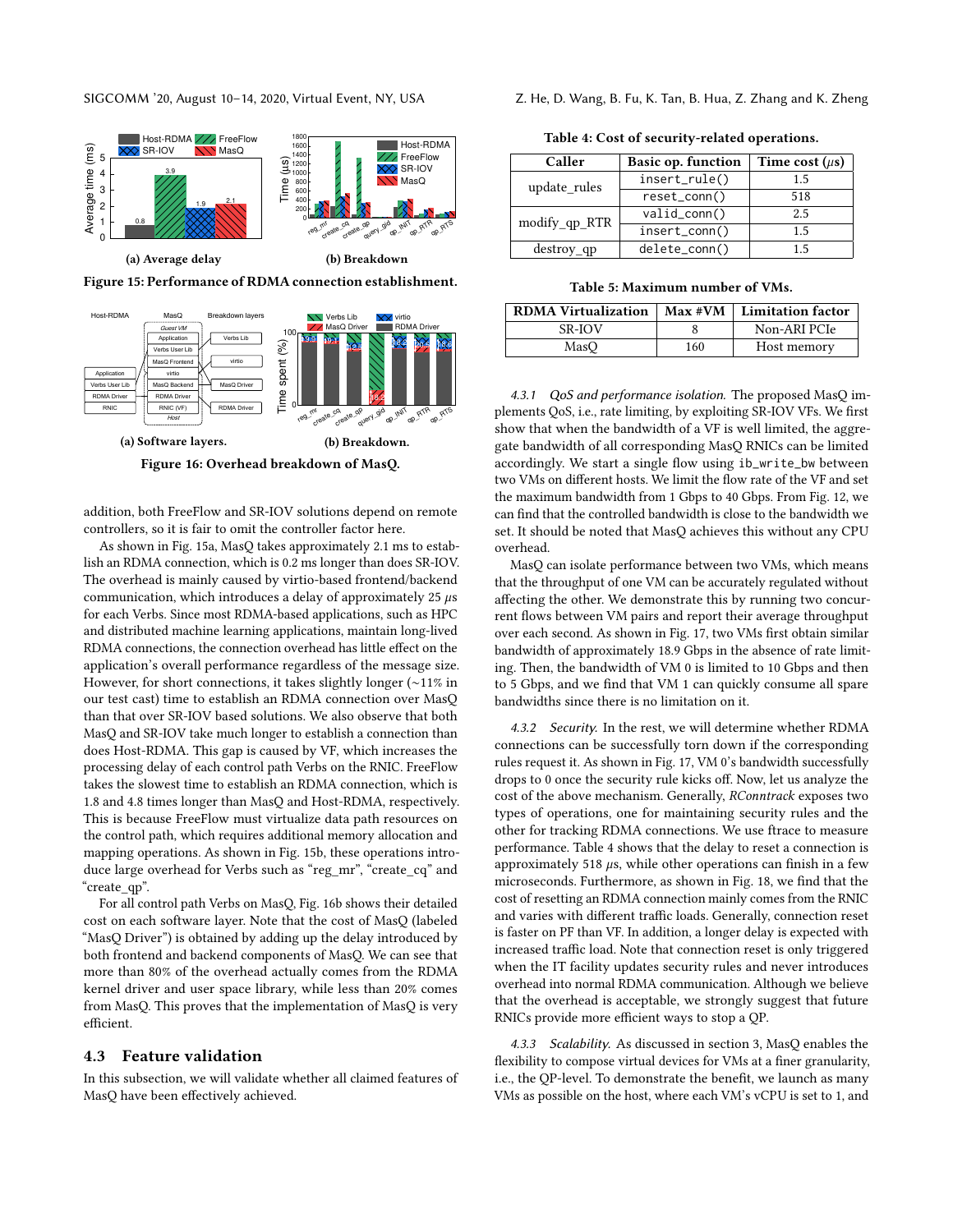(a) Average delay

(b) Breakdown

**Figure 15: Performance of RDMA connection establishment.**

(a) Software layers.

(b) Breakdown.

**Figure 16: Overhead breakdown of MasQ.**

addition, both FreeFlow and SR-IOV solutions depend on remote controllers, so it is fair to omit the controller factor here.

As shown in Fig. 15a, MasQ takes approximately 2.1 ms to establish an RDMA connection, which is 0.2 ms longer than does SR-IOV. The overhead is mainly caused by virtio-based frontend/backend communication, which introduces a delay of approximately 25 $\mu s$ for each Verbs. Since most RDMA-based applications, such as HPC and distributed machine learning applications, maintain long-lived RDMA connections, the connection overhead has little effect on the application's overall performance regardless of the message size. However, for short connections, it takes slightly longer (~11% in our test cast) time to establish an RDMA connection over MasQ than that over SR-IOV based solutions. We also observe that both MasQ and SR-IOV take much longer to establish a connection than does Host-RDMA. This gap is caused by VF, which increases the processing delay of each control path Verbs on the RNIC. FreeFlow takes the slowest time to establish an RDMA connection, which is 1.8 and 4.8 times longer than MasQ and Host-RDMA, respectively. This is because FreeFlow must virtualize data path resources on the control path, which requires additional memory allocation and mapping operations. As shown in Fig. 15b, these operations introduce large overhead for Verbs such as "reg_mr", "create_cq" and "create_qp".

For all control path Verbs on MasQ, Fig. 16b shows their detailed cost on each software layer. Note that the cost of MasQ (labeled "MasQ Driver") is obtained by adding up the delay introduced by both frontend and backend components of MasQ. We can see that more than 80% of the overhead actually comes from the RDMA kernel driver and user space library, while less than 20% comes from MasQ. This proves that the implementation of MasQ is very efficient.

## 4.3 Feature validation

In this subsection, we will validate whether all claimed features of MasQ have been effectively achieved.

**Table 4: Cost of security-related operations.**

| Caller | Basic op. function | Time cost ($\mu s$) |
|---|---|---|
| update_rules | insert_rule() | 1.5 |
| | reset_conn() | 518 |
| modify_qp_RTR | valid_conn() | 2.5 |
| | insert_conn() | 1.5 |
| destroy_qp | delete_conn() | 1.5 |

**Table 5: Maximum number of VMs.**

| RDMA Virtualization | Max #VM | Limitation factor |
|---|---|---|
| SR-IOV | 8 | Non-ARI PCIe |
| MasQ | 160 | Host memory |

*4.3.1 QoS and performance isolation.* The proposed MasQ implements QoS, i.e., rate limiting, by exploiting SR-IOV VFs. We first show that when the bandwidth of a VF is well limited, the aggregate bandwidth of all corresponding MasQ RNICs can be limited accordingly. We start a single flow using `ib_write_bw` between two VMs on different hosts. We limit the flow rate of the VF and set the maximum bandwidth from 1 Gbps to 40 Gbps. From Fig. 12, we can find that the controlled bandwidth is close to the bandwidth we set. It should be noted that MasQ achieves this without any CPU overhead.

MasQ can isolate performance between two VMs, which means that the throughput of one VM can be accurately regulated without affecting the other. We demonstrate this by running two concurrent flows between VM pairs and report their average throughput over each second. As shown in Fig. 17, two VMs first obtain similar bandwidth of approximately 18.9 Gbps in the absence of rate limiting. Then, the bandwidth of VM 0 is limited to 10 Gbps and then to 5 Gbps, and we find that VM 1 can quickly consume all spare bandwidths since there is no limitation on it.

*4.3.2 Security.* In the rest, we will determine whether RDMA connections can be successfully torn down if the corresponding rules request it. As shown in Fig. 17, VM 0's bandwidth successfully drops to 0 once the security rule kicks off. Now, let us analyze the cost of the above mechanism. Generally, *RConntrack* exposes two types of operations, one for maintaining security rules and the other for tracking RDMA connections. We use ftrace to measure performance. Table 4 shows that the delay to reset a connection is approximately 518 $\mu s$, while other operations can finish in a few microseconds. Furthermore, as shown in Fig. 18, we find that the cost of resetting an RDMA connection mainly comes from the RNIC and varies with different traffic loads. Generally, connection reset is faster on PF than VF. In addition, a longer delay is expected with increased traffic load. Note that connection reset is only triggered when the IT facility updates security rules and never introduces overhead into normal RDMA communication. Although we believe that the overhead is acceptable, we strongly suggest that future RNICs provide more efficient ways to stop a QP.

*4.3.3 Scalability.* As discussed in section 3, MasQ enables the flexibility to compose virtual devices for VMs at a finer granularity, i.e., the QP-level. To demonstrate the benefit, we launch as many VMs as possible on the host, where each VM's vCPU is set to 1, and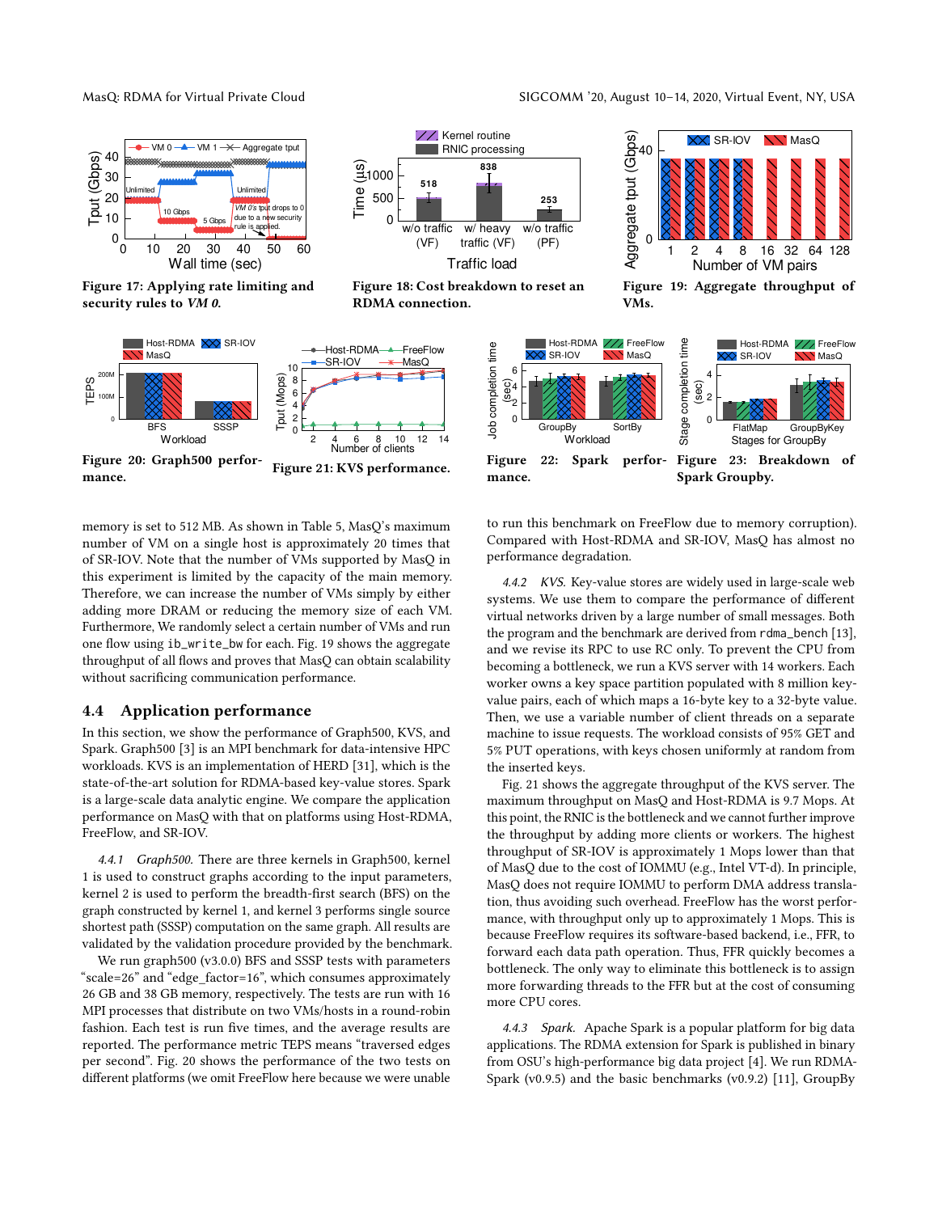Figure 17: Applying rate limiting and security rules to *VM 0*.

Figure 18: Cost breakdown to reset an RDMA connection.

Figure 19: Aggregate throughput of VMs.

Figure 20: Graph500 performance.

Figure 21: KVS performance.

Figure 22: Spark performance.

Figure 23: Breakdown of Spark Groupby.

memory is set to 512 MB. As shown in Table 5, MasQ's maximum number of VM on a single host is approximately 20 times that of SR-IOV. Note that the number of VMs supported by MasQ in this experiment is limited by the capacity of the main memory. Therefore, we can increase the number of VMs simply by either adding more DRAM or reducing the memory size of each VM. Furthermore, We randomly select a certain number of VMs and run one flow using `ib_write_bw` for each. Fig. 19 shows the aggregate throughput of all flows and proves that MasQ can obtain scalability without sacrificing communication performance.

## 4.4 Application performance

In this section, we show the performance of Graph500, KVS, and Spark. Graph500 [3] is an MPI benchmark for data-intensive HPC workloads. KVS is an implementation of HERD [31], which is the state-of-the-art solution for RDMA-based key-value stores. Spark is a large-scale data analytic engine. We compare the application performance on MasQ with that on platforms using Host-RDMA, FreeFlow, and SR-IOV.

*4.4.1 Graph500.* There are three kernels in Graph500, kernel 1 is used to construct graphs according to the input parameters, kernel 2 is used to perform the breadth-first search (BFS) on the graph constructed by kernel 1, and kernel 3 performs single source shortest path (SSSP) computation on the same graph. All results are validated by the validation procedure provided by the benchmark.

We run graph500 (v3.0.0) BFS and SSSP tests with parameters "scale=26" and "edge_factor=16", which consumes approximately 26 GB and 38 GB memory, respectively. The tests are run with 16 MPI processes that distribute on two VMs/hosts in a round-robin fashion. Each test is run five times, and the average results are reported. The performance metric TEPS means "traversed edges per second". Fig. 20 shows the performance of the two tests on different platforms (we omit FreeFlow here because we were unable to run this benchmark on FreeFlow due to memory corruption). Compared with Host-RDMA and SR-IOV, MasQ has almost no performance degradation.

*4.4.2 KVS.* Key-value stores are widely used in large-scale web systems. We use them to compare the performance of different virtual networks driven by a large number of small messages. Both the program and the benchmark are derived from `rdma_bench` [13], and we revise its RPC to use RC only. To prevent the CPU from becoming a bottleneck, we run a KVS server with 14 workers. Each worker owns a key space partition populated with 8 million key-value pairs, each of which maps a 16-byte key to a 32-byte value. Then, we use a variable number of client threads on a separate machine to issue requests. The workload consists of 95% GET and 5% PUT operations, with keys chosen uniformly at random from the inserted keys.

Fig. 21 shows the aggregate throughput of the KVS server. The maximum throughput on MasQ and Host-RDMA is 9.7 Mops. At this point, the RNIC is the bottleneck and we cannot further improve the throughput by adding more clients or workers. The highest throughput of SR-IOV is approximately 1 Mops lower than that of MasQ due to the cost of IOMMU (e.g., Intel VT-d). In principle, MasQ does not require IOMMU to perform DMA address translation, thus avoiding such overhead. FreeFlow has the worst performance, with throughput only up to approximately 1 Mops. This is because FreeFlow requires its software-based backend, i.e., FFR, to forward each data path operation. Thus, FFR quickly becomes a bottleneck. The only way to eliminate this bottleneck is to assign more forwarding threads to the FFR but at the cost of consuming more CPU cores.

*4.4.3 Spark.* Apache Spark is a popular platform for big data applications. The RDMA extension for Spark is published in binary from OSU's high-performance big data project [4]. We run RDMA-Spark (v0.9.5) and the basic benchmarks (v0.9.2) [11], GroupBy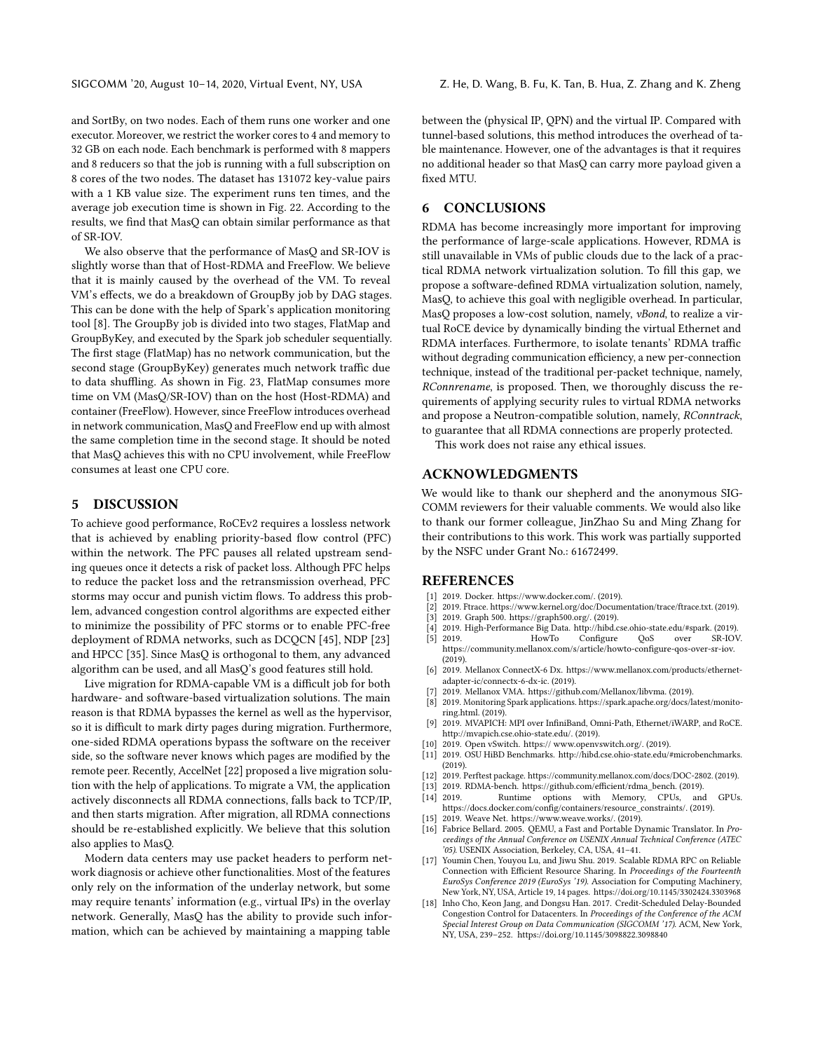and SortBy, on two nodes. Each of them runs one worker and one executor. Moreover, we restrict the worker cores to 4 and memory to 32 GB on each node. Each benchmark is performed with 8 mappers and 8 reducers so that the job is running with a full subscription on 8 cores of the two nodes. The dataset has 131072 key-value pairs with a 1 KB value size. The experiment runs ten times, and the average job execution time is shown in Fig. 22. According to the results, we find that MasQ can obtain similar performance as that of SR-IOV.

We also observe that the performance of MasQ and SR-IOV is slightly worse than that of Host-RDMA and FreeFlow. We believe that it is mainly caused by the overhead of the VM. To reveal VM's effects, we do a breakdown of GroupBy job by DAG stages. This can be done with the help of Spark's application monitoring tool [8]. The GroupBy job is divided into two stages, FlatMap and GroupByKey, and executed by the Spark job scheduler sequentially. The first stage (FlatMap) has no network communication, but the second stage (GroupByKey) generates much network traffic due to data shuffling. As shown in Fig. 23, FlatMap consumes more time on VM (MasQ/SR-IOV) than on the host (Host-RDMA) and container (FreeFlow). However, since FreeFlow introduces overhead in network communication, MasQ and FreeFlow end up with almost the same completion time in the second stage. It should be noted that MasQ achieves this with no CPU involvement, while FreeFlow consumes at least one CPU core.

## 5 DISCUSSION

To achieve good performance, RoCEv2 requires a lossless network that is achieved by enabling priority-based flow control (PFC) within the network. The PFC pauses all related upstream sending queues once it detects a risk of packet loss. Although PFC helps to reduce the packet loss and the retransmission overhead, PFC storms may occur and punish victim flows. To address this problem, advanced congestion control algorithms are expected either to minimize the possibility of PFC storms or to enable PFC-free deployment of RDMA networks, such as DCQCN [45], NDP [23] and HPCC [35]. Since MasQ is orthogonal to them, any advanced algorithm can be used, and all MasQ's good features still hold.

Live migration for RDMA-capable VM is a difficult job for both hardware- and software-based virtualization solutions. The main reason is that RDMA bypasses the kernel as well as the hypervisor, so it is difficult to mark dirty pages during migration. Furthermore, one-sided RDMA operations bypass the software on the receiver side, so the software never knows which pages are modified by the remote peer. Recently, AccelNet [22] proposed a live migration solution with the help of applications. To migrate a VM, the application actively disconnects all RDMA connections, falls back to TCP/IP, and then starts migration. After migration, all RDMA connections should be re-established explicitly. We believe that this solution also applies to MasQ.

Modern data centers may use packet headers to perform network diagnosis or achieve other functionalities. Most of the features only rely on the information of the underlay network, but some may require tenants' information (e.g., virtual IPs) in the overlay network. Generally, MasQ has the ability to provide such information, which can be achieved by maintaining a mapping table between the (physical IP, QPN) and the virtual IP. Compared with tunnel-based solutions, this method introduces the overhead of table maintenance. However, one of the advantages is that it requires no additional header so that MasQ can carry more payload given a fixed MTU.

## 6 CONCLUSIONS

RDMA has become increasingly more important for improving the performance of large-scale applications. However, RDMA is still unavailable in VMs of public clouds due to the lack of a practical RDMA network virtualization solution. To fill this gap, we propose a software-defined RDMA virtualization solution, namely, MasQ, to achieve this goal with negligible overhead. In particular, MasQ proposes a low-cost solution, namely, *vBond*, to realize a virtual RoCE device by dynamically binding the virtual Ethernet and RDMA interfaces. Furthermore, to isolate tenants' RDMA traffic without degrading communication efficiency, a new per-connection technique, instead of the traditional per-packet technique, namely, *RConnrename*, is proposed. Then, we thoroughly discuss the requirements of applying security rules to virtual RDMA networks and propose a Neutron-compatible solution, namely, *RConntrack*, to guarantee that all RDMA connections are properly protected.

This work does not raise any ethical issues.

## ACKNOWLEDGMENTS

We would like to thank our shepherd and the anonymous SIGCOMM reviewers for their valuable comments. We would also like to thank our former colleague, JinZhao Su and Ming Zhang for their contributions to this work. This work was partially supported by the NSFC under Grant No.: 61672499.

## REFERENCES

- [1] 2019. Docker. https://www.docker.com/. (2019).
- [2] 2019. Ftrace. https://www.kernel.org/doc/Documentation/trace/ftrace.txt. (2019).
- [3] 2019. Graph 500. https://graph500.org/. (2019).
- [4] 2019. High-Performance Big Data. http://hibd.cse.ohio-state.edu/#spark. (2019).
- [5] 2019. HowTo Configure QoS over SR-IOV. https://community.mellanox.com/s/article/howto-configure-qos-over-sr-iov. (2019).
- [6] 2019. Mellanox ConnectX-6 Dx. https://www.mellanox.com/products/ethernet-adapter-ic/connectx-6-dx-ic. (2019).
- [7] 2019. Mellanox VMA. https://github.com/Mellanox/libvma. (2019).
- [8] 2019. Monitoring Spark applications. https://spark.apache.org/docs/latest/monitoring.html. (2019).
- [9] 2019. MVAPICH: MPI over InfiniBand, Omni-Path, Ethernet/iWARP, and RoCE. http://mvapich.cse.ohio-state.edu/. (2019).
- [10] 2019. Open vSwitch. https:// www.openvswitch.org/. (2019).
- [11] 2019. OSU HiBD Benchmarks. http://hibd.cse.ohio-state.edu/#microbenchmarks. (2019).
- [12] 2019. Perftest package. https://community.mellanox.com/docs/DOC-2802. (2019).
- [13] 2019. RDMA-bench. https://github.com/efficient/rdma_bench. (2019).
- [14] 2019. Runtime options with Memory, CPUs, and GPUs. https://docs.docker.com/config/containers/resource_constraints/. (2019).
- [15] 2019. Weave Net. https://www.weave.works/. (2019).
- [16] Fabrice Bellard. 2005. QEMU, a Fast and Portable Dynamic Translator. In *Proceedings of the Annual Conference on USENIX Annual Technical Conference (ATEC '05)*. USENIX Association, Berkeley, CA, USA, 41–41.
- [17] Youmin Chen, Youyou Lu, and Jiwu Shu. 2019. Scalable RDMA RPC on Reliable Connection with Efficient Resource Sharing. In *Proceedings of the Fourteenth EuroSys Conference 2019 (EuroSys '19)*. Association for Computing Machinery, New York, NY, USA, Article 19, 14 pages. https://doi.org/10.1145/3302424.3303968
- [18] Inho Cho, Keon Jang, and Dongsu Han. 2017. Credit-Scheduled Delay-Bounded Congestion Control for Datacenters. In *Proceedings of the Conference of the ACM Special Interest Group on Data Communication (SIGCOMM '17)*. ACM, New York, NY, USA, 239–252. https://doi.org/10.1145/3098822.3098840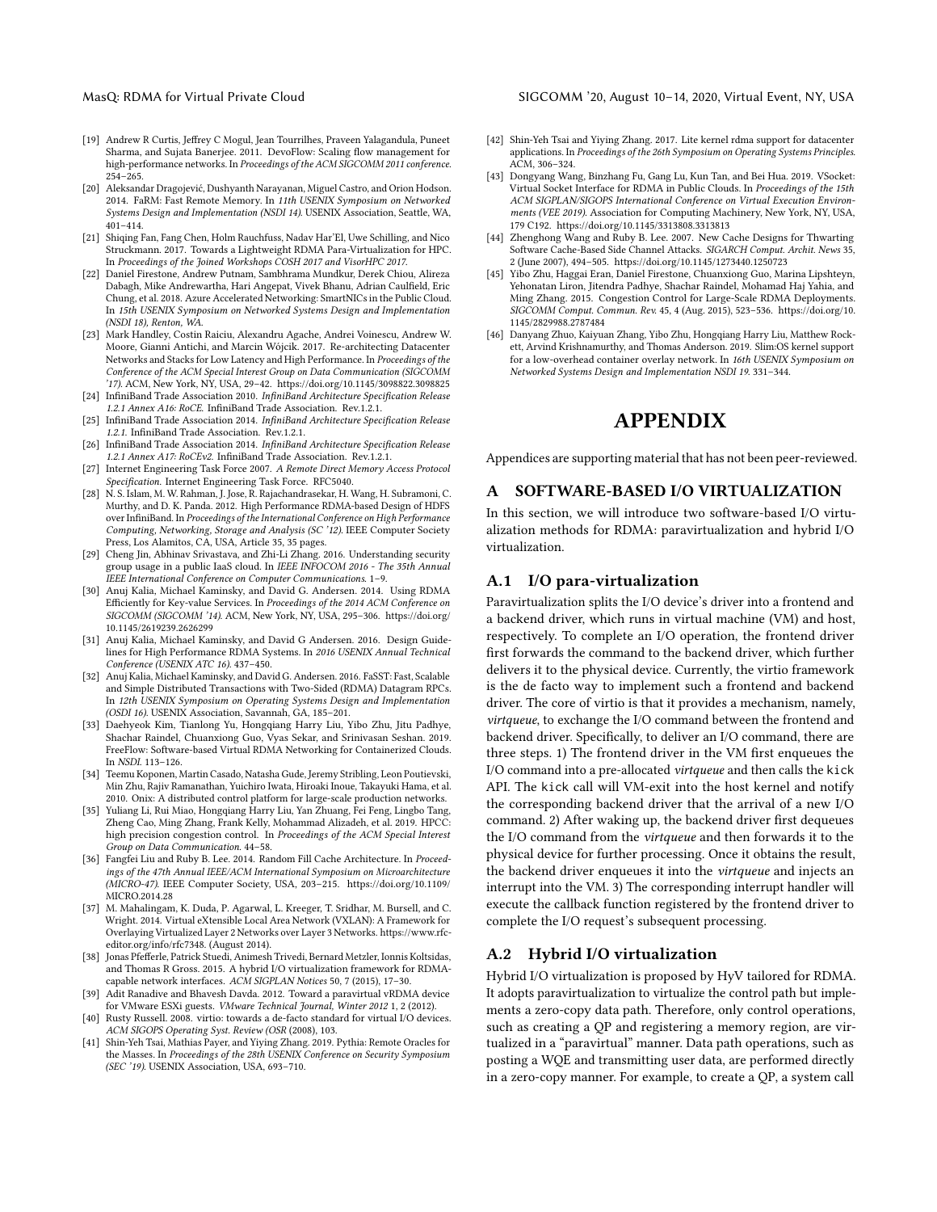- [19] Andrew R Curtis, Jeffrey C Mogul, Jean Tourrilhes, Praveen Yalagandula, Puneet Sharma, and Sujata Banerjee. 2011. DevoFlow: Scaling flow management for high-performance networks. In *Proceedings of the ACM SIGCOMM 2011 conference*. 254–265.
- [20] Aleksandar Dragojević, Dushyanth Narayanan, Miguel Castro, and Orion Hodson. 2014. FaRM: Fast Remote Memory. In *11th USENIX Symposium on Networked Systems Design and Implementation (NSDI 14)*. USENIX Association, Seattle, WA, 401–414.
- [21] Shiqing Fan, Fang Chen, Holm Rauchfuss, Nadav Har'El, Uwe Schilling, and Nico Struckmann. 2017. Towards a Lightweight RDMA Para-Virtualization for HPC. In *Proceedings of the Joined Workshops COSH 2017 and VisorHPC 2017*.
- [22] Daniel Firestone, Andrew Putnam, Sambhrama Mundkur, Derek Chiou, Alireza Dabagh, Mike Andrewartha, Hari Angepat, Vivek Bhanu, Adrian Caulfield, Eric Chung, et al. 2018. Azure Accelerated Networking: SmartNICs in the Public Cloud. In *15th USENIX Symposium on Networked Systems Design and Implementation (NSDI 18), Renton, WA*.
- [23] Mark Handley, Costin Raiciu, Alexandru Agache, Andrei Voinescu, Andrew W. Moore, Gianni Antichi, and Marcin Wójcik. 2017. Re-architecting Datacenter Networks and Stacks for Low Latency and High Performance. In *Proceedings of the Conference of the ACM Special Interest Group on Data Communication (SIGCOMM '17)*. ACM, New York, NY, USA, 29–42. https://doi.org/10.1145/3098822.3098825
- [24] InfiniBand Trade Association 2010. *InfiniBand Architecture Specification Release 1.2.1 Annex A16: RoCE*. InfiniBand Trade Association. Rev.1.2.1.
- [25] InfiniBand Trade Association 2014. *InfiniBand Architecture Specification Release 1.2.1*. InfiniBand Trade Association. Rev.1.2.1.
- [26] InfiniBand Trade Association 2014. *InfiniBand Architecture Specification Release 1.2.1 Annex A17: RoCEv2*. InfiniBand Trade Association. Rev.1.2.1.
- [27] Internet Engineering Task Force 2007. *A Remote Direct Memory Access Protocol Specification*. Internet Engineering Task Force. RFC5040.
- [28] N. S. Islam, M. W. Rahman, J. Jose, R. Rajachandrasekar, H. Wang, H. Subramoni, C. Murthy, and D. K. Panda. 2012. High Performance RDMA-based Design of HDFS over InfiniBand. In *Proceedings of the International Conference on High Performance Computing, Networking, Storage and Analysis (SC '12)*. IEEE Computer Society Press, Los Alamitos, CA, USA, Article 35, 35 pages.
- [29] Cheng Jin, Abhinav Srivastava, and Zhi-Li Zhang. 2016. Understanding security group usage in a public IaaS cloud. In *IEEE INFOCOM 2016 - The 35th Annual IEEE International Conference on Computer Communications*. 1–9.
- [30] Anuj Kalia, Michael Kaminsky, and David G. Andersen. 2014. Using RDMA Efficiently for Key-value Services. In *Proceedings of the 2014 ACM Conference on SIGCOMM (SIGCOMM '14)*. ACM, New York, NY, USA, 295–306. https://doi.org/10.1145/2619239.2626299
- [31] Anuj Kalia, Michael Kaminsky, and David G Andersen. 2016. Design Guidelines for High Performance RDMA Systems. In *2016 USENIX Annual Technical Conference (USENIX ATC 16)*. 437–450.
- [32] Anuj Kalia, Michael Kaminsky, and David G. Andersen. 2016. FaSST: Fast, Scalable and Simple Distributed Transactions with Two-Sided (RDMA) Datagram RPCs. In *12th USENIX Symposium on Operating Systems Design and Implementation (OSDI 16)*. USENIX Association, Savannah, GA, 185–201.
- [33] Daehyeok Kim, Tianlong Yu, Hongqiang Harry Liu, Yibo Zhu, Jitu Padhye, Shachar Raindel, Chuanxiong Guo, Vyas Sekar, and Srinivasan Seshan. 2019. FreeFlow: Software-based Virtual RDMA Networking for Containerized Clouds. In *NSDI*. 113–126.
- [34] Teemu Koponen, Martin Casado, Natasha Gude, Jeremy Stribling, Leon Poutievski, Min Zhu, Rajiv Ramanathan, Yuichiro Iwata, Hiroaki Inoue, Takayuki Hama, et al. 2010. Onix: A distributed control platform for large-scale production networks.
- [35] Yuliang Li, Rui Miao, Hongqiang Harry Liu, Yan Zhuang, Fei Feng, Lingbo Tang, Zheng Cao, Ming Zhang, Frank Kelly, Mohammad Alizadeh, et al. 2019. HPCC: high precision congestion control. In *Proceedings of the ACM Special Interest Group on Data Communication*. 44–58.
- [36] Fangfei Liu and Ruby B. Lee. 2014. Random Fill Cache Architecture. In *Proceedings of the 47th Annual IEEE/ACM International Symposium on Microarchitecture (MICRO-47)*. IEEE Computer Society, USA, 203–215. https://doi.org/10.1109/MICRO.2014.28
- [37] M. Mahalingam, K. Duda, P. Agarwal, L. Kreeger, T. Sridhar, M. Bursell, and C. Wright. 2014. Virtual eXtensible Local Area Network (VXLAN): A Framework for Overlaying Virtualized Layer 2 Networks over Layer 3 Networks. https://www.rfc-editor.org/info/rfc7348. (August 2014).
- [38] Jonas Pfefferle, Patrick Stuedi, Animesh Trivedi, Bernard Metzler, Ionnis Koltsidas, and Thomas R Gross. 2015. A hybrid I/O virtualization framework for RDMA-capable network interfaces. *ACM SIGPLAN Notices* 50, 7 (2015), 17–30.
- [39] Adit Ranadive and Bhavesh Davda. 2012. Toward a paravirtual vRDMA device for VMware ESXi guests. *VMware Technical Journal, Winter 2012* 1, 2 (2012).
- [40] Rusty Russell. 2008. virtio: towards a de-facto standard for virtual I/O devices. *ACM SIGOPS Operating Syst. Review (OSR* (2008), 103.
- [41] Shin-Yeh Tsai, Mathias Payer, and Yiying Zhang. 2019. Pythia: Remote Oracles for the Masses. In *Proceedings of the 28th USENIX Conference on Security Symposium (SEC '19)*. USENIX Association, USA, 693–710.
- [42] Shin-Yeh Tsai and Yiying Zhang. 2017. Lite kernel rdma support for datacenter applications. In *Proceedings of the 26th Symposium on Operating Systems Principles*. ACM, 306–324.
- [43] Dongyang Wang, Binzhang Fu, Gang Lu, Kun Tan, and Bei Hua. 2019. VSocket: Virtual Socket Interface for RDMA in Public Clouds. In *Proceedings of the 15th ACM SIGPLAN/SIGOPS International Conference on Virtual Execution Environments (VEE 2019)*. Association for Computing Machinery, New York, NY, USA, 179 C192. https://doi.org/10.1145/3313808.3313813
- [44] Zhenghong Wang and Ruby B. Lee. 2007. New Cache Designs for Thwarting Software Cache-Based Side Channel Attacks. *SIGARCH Comput. Archit. News* 35, 2 (June 2007), 494–505. https://doi.org/10.1145/1273440.1250723
- [45] Yibo Zhu, Haggai Eran, Daniel Firestone, Chuanxiong Guo, Marina Lipshteyn, Yehonatan Liron, Jitendra Padhye, Shachar Raindel, Mohamad Haj Yahia, and Ming Zhang. 2015. Congestion Control for Large-Scale RDMA Deployments. *SIGCOMM Comput. Commun. Rev.* 45, 4 (Aug. 2015), 523–536. https://doi.org/10.1145/2829988.2787484
- [46] Danyang Zhuo, Kaiyuan Zhang, Yibo Zhu, Hongqiang Harry Liu, Matthew Rockett, Arvind Krishnamurthy, and Thomas Anderson. 2019. Slim:OS kernel support for a low-overhead container overlay network. In *16th USENIX Symposium on Networked Systems Design and Implementation NSDI 19*. 331–344.

# APPENDIX

Appendices are supporting material that has not been peer-reviewed.

## A SOFTWARE-BASED I/O VIRTUALIZATION

In this section, we will introduce two software-based I/O virtualization methods for RDMA: paravirtualization and hybrid I/O virtualization.

### A.1 I/O para-virtualization

Paravirtualization splits the I/O device's driver into a frontend and a backend driver, which runs in virtual machine (VM) and host, respectively. To complete an I/O operation, the frontend driver first forwards the command to the backend driver, which further delivers it to the physical device. Currently, the virtio framework is the de facto way to implement such a frontend and backend driver. The core of virtio is that it provides a mechanism, namely, *virtqueue*, to exchange the I/O command between the frontend and backend driver. Specifically, to deliver an I/O command, there are three steps. 1) The frontend driver in the VM first enqueues the I/O command into a pre-allocated *virtqueue* and then calls the `kick` API. The `kick` call will VM-exit into the host kernel and notify the corresponding backend driver that the arrival of a new I/O command. 2) After waking up, the backend driver first dequeues the I/O command from the *virtqueue* and then forwards it to the physical device for further processing. Once it obtains the result, the backend driver enqueues it into the *virtqueue* and injects an interrupt into the VM. 3) The corresponding interrupt handler will execute the callback function registered by the frontend driver to complete the I/O request's subsequent processing.

### A.2 Hybrid I/O virtualization

Hybrid I/O virtualization is proposed by HyV tailored for RDMA. It adopts paravirtualization to virtualize the control path but implements a zero-copy data path. Therefore, only control operations, such as creating a QP and registering a memory region, are virtualized in a "paravirtual" manner. Data path operations, such as posting a WQE and transmitting user data, are performed directly in a zero-copy manner. For example, to create a QP, a system call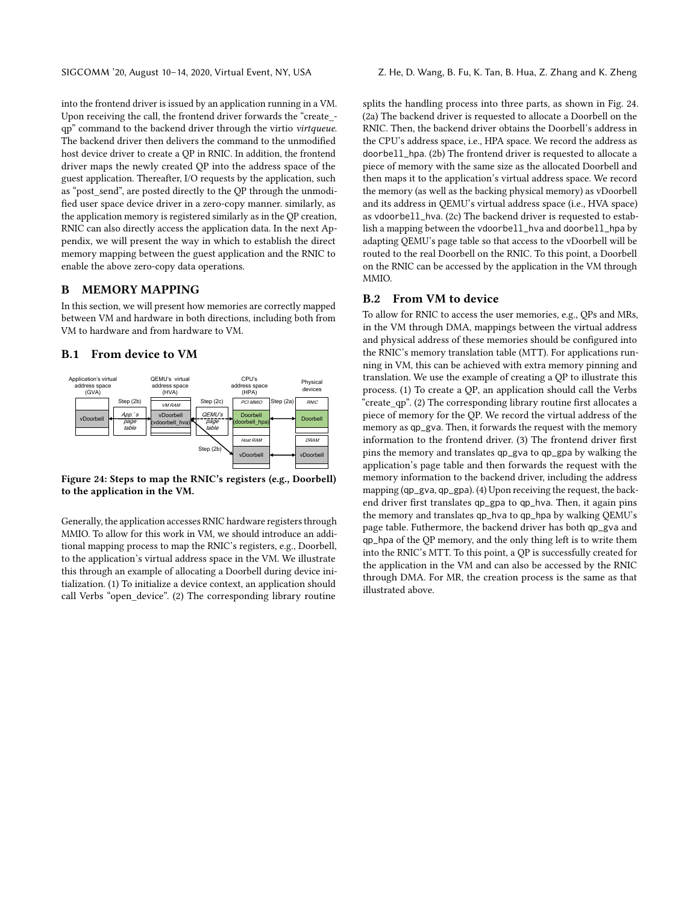into the frontend driver is issued by an application running in a VM. Upon receiving the call, the frontend driver forwards the "create_qp" command to the backend driver through the virtio *virtqueue*. The backend driver then delivers the command to the unmodified host device driver to create a QP in RNIC. In addition, the frontend driver maps the newly created QP into the address space of the guest application. Thereafter, I/O requests by the application, such as "post_send", are posted directly to the QP through the unmodified user space device driver in a zero-copy manner. similarly, as the application memory is registered similarly as in the QP creation, RNIC can also directly access the application data. In the next Appendix, we will present the way in which to establish the direct memory mapping between the guest application and the RNIC to enable the above zero-copy data operations.

# B MEMORY MAPPING

In this section, we will present how memories are correctly mapped between VM and hardware in both directions, including both from VM to hardware and from hardware to VM.

## B.1 From device to VM

Application's virtual address space (GVA)
QEMU's virtual address space (HVA)
CPU's address space (HPA)
Physical devices
Step (2b)
Step (2c)
Step (2a)
VM RAM
PCI MMIO
RNIC
vDoorbell
App.'s page table
vDoorbell (vdoorbell_hva)
QEMU's page table
Doorbell (doorbell_hpa)
Doorbell
Host RAM
DRAM
Step (2b)
vDoorbell
vDoorbell

**Figure 24: Steps to map the RNIC's registers (e.g., Doorbell) to the application in the VM.**

Generally, the application accesses RNIC hardware registers through MMIO. To allow for this work in VM, we should introduce an additional mapping process to map the RNIC's registers, e.g., Doorbell, to the application's virtual address space in the VM. We illustrate this through an example of allocating a Doorbell during device initialization. (1) To initialize a device context, an application should call Verbs "open_device". (2) The corresponding library routine splits the handling process into three parts, as shown in Fig. 24. (2a) The backend driver is requested to allocate a Doorbell on the RNIC. Then, the backend driver obtains the Doorbell's address in the CPU's address space, i.e., HPA space. We record the address as `doorbell_hpa`. (2b) The frontend driver is requested to allocate a piece of memory with the same size as the allocated Doorbell and then maps it to the application's virtual address space. We record the memory (as well as the backing physical memory) as vDoorbell and its address in QEMU's virtual address space (i.e., HVA space) as `vdoorbell_hva`. (2c) The backend driver is requested to establish a mapping between the `vdoorbell_hva` and `doorbell_hpa` by adapting QEMU's page table so that access to the vDoorbell will be routed to the real Doorbell on the RNIC. To this point, a Doorbell on the RNIC can be accessed by the application in the VM through MMIO.

## B.2 From VM to device

To allow for RNIC to access the user memories, e.g., QPs and MRs, in the VM through DMA, mappings between the virtual address and physical address of these memories should be configured into the RNIC's memory translation table (MTT). For applications running in VM, this can be achieved with extra memory pinning and translation. We use the example of creating a QP to illustrate this process. (1) To create a QP, an application should call the Verbs "create_qp". (2) The corresponding library routine first allocates a piece of memory for the QP. We record the virtual address of the memory as `qp_gva`. Then, it forwards the request with the memory information to the frontend driver. (3) The frontend driver first pins the memory and translates `qp_gva` to `qp_gpa` by walking the application's page table and then forwards the request with the memory information to the backend driver, including the address mapping (`qp_gva`, `qp_gpa`). (4) Upon receiving the request, the backend driver first translates `qp_gpa` to `qp_hva`. Then, it again pins the memory and translates `qp_hva` to `qp_hpa` by walking QEMU's page table. Futhermore, the backend driver has both `qp_gva` and `qp_hpa` of the QP memory, and the only thing left is to write them into the RNIC's MTT. To this point, a QP is successfully created for the application in the VM and can also be accessed by the RNIC through DMA. For MR, the creation process is the same as that illustrated above.